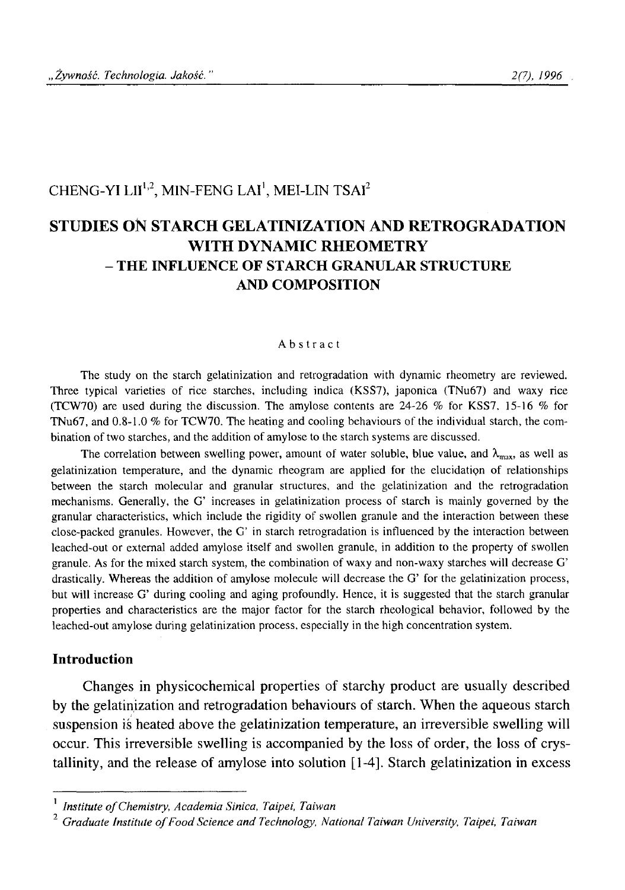CHENG-YI LII[1,2], MIN-FENG LAI[1], MEI-LIN TSAI[2]

# STUDIES ON STARCH GELATINIZATION AND RETROGRADATION WITH DYNAMIC RHEOMETRY – THE INFLUENCE OF STARCH GRANULAR STRUCTURE AND COMPOSITION

## Abstract

The study on the starch gelatinization and retrogradation with dynamic rheometry are reviewed. Three typical varieties of rice starches, including indica (KSS7), japonica (TNu67) and waxy rice (TCW70) are used during the discussion. The amylose contents are 24-26 % for KSS7, 15-16 % for TNu67, and 0.8-1.0 % for TCW70. The heating and cooling behaviours of the individual starch, the combination of two starches, and the addition of amylose to the starch systems are discussed.

The correlation between swelling power, amount of water soluble, blue value, and $\lambda_{max}$, as well as gelatinization temperature, and the dynamic rheogram are applied for the elucidation of relationships between the starch molecular and granular structures, and the gelatinization and the retrogradation mechanisms. Generally, the G' increases in gelatinization process of starch is mainly governed by the granular characteristics, which include the rigidity of swollen granule and the interaction between these close-packed granules. However, the G' in starch retrogradation is influenced by the interaction between leached-out or external added amylose itself and swollen granule, in addition to the property of swollen granule. As for the mixed starch system, the combination of waxy and non-waxy starches will decrease G' drastically. Whereas the addition of amylose molecule will decrease the G' for the gelatinization process, but will increase G' during cooling and aging profoundly. Hence, it is suggested that the starch granular properties and characteristics are the major factor for the starch rheological behavior, followed by the leached-out amylose during gelatinization process, especially in the high concentration system.

## Introduction

Changes in physicochemical properties of starchy product are usually described by the gelatinization and retrogradation behaviours of starch. When the aqueous starch suspension is heated above the gelatinization temperature, an irreversible swelling will occur. This irreversible swelling is accompanied by the loss of order, the loss of crystallinity, and the release of amylose into solution [1-4]. Starch gelatinization in excess

---

[1] *Institute of Chemistry, Academia Sinica, Taipei, Taiwan*

[2] *Graduate Institute of Food Science and Technology, National Taiwan University, Taipei, Taiwan*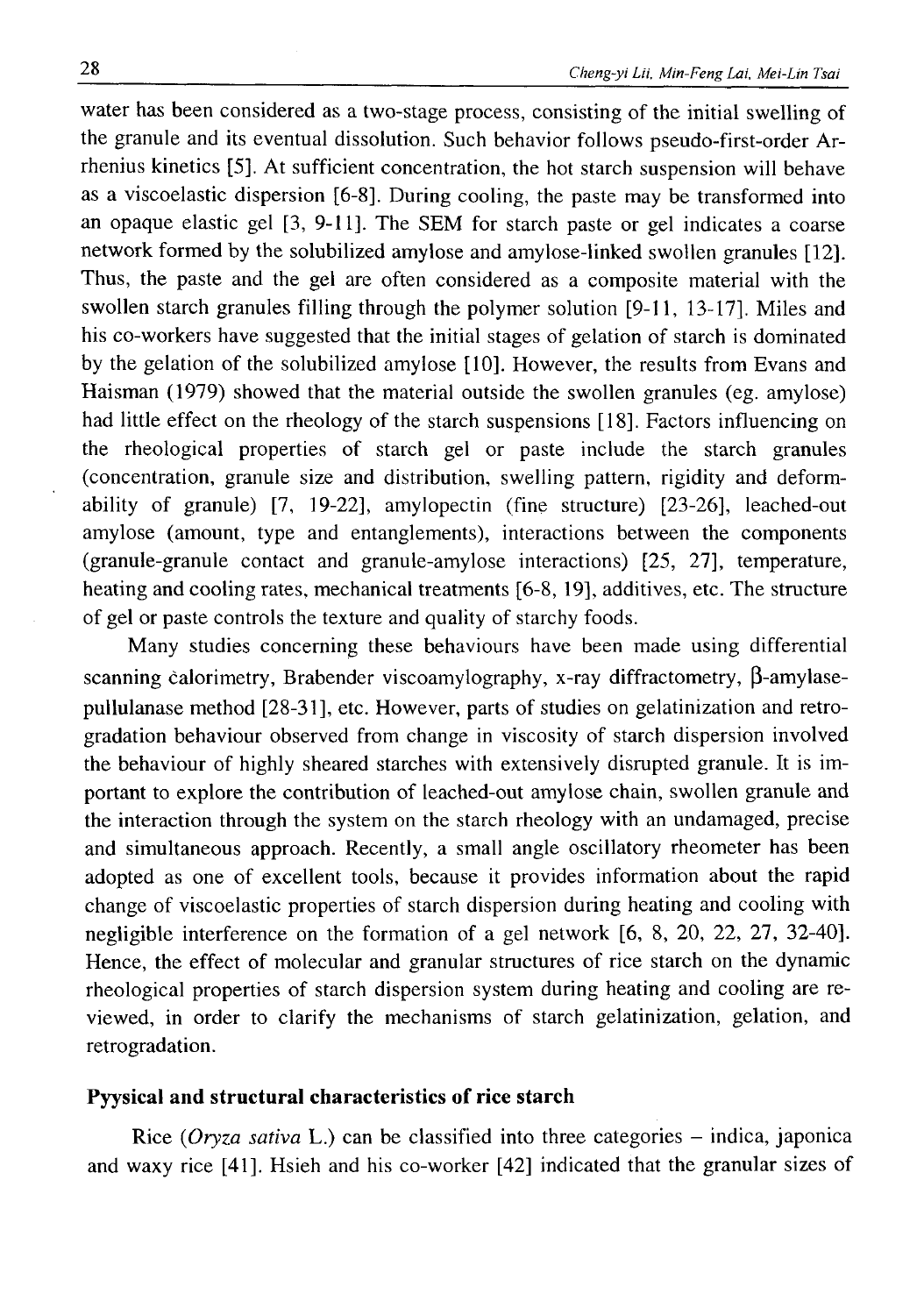water has been considered as a two-stage process, consisting of the initial swelling of the granule and its eventual dissolution. Such behavior follows pseudo-first-order Arrhenius kinetics [5]. At sufficient concentration, the hot starch suspension will behave as a viscoelastic dispersion [6-8]. During cooling, the paste may be transformed into an opaque elastic gel [3, 9-11]. The SEM for starch paste or gel indicates a coarse network formed by the solubilized amylose and amylose-linked swollen granules [12]. Thus, the paste and the gel are often considered as a composite material with the swollen starch granules filling through the polymer solution [9-11, 13-17]. Miles and his co-workers have suggested that the initial stages of gelation of starch is dominated by the gelation of the solubilized amylose [10]. However, the results from Evans and Haisman (1979) showed that the material outside the swollen granules (eg. amylose) had little effect on the rheology of the starch suspensions [18]. Factors influencing on the rheological properties of starch gel or paste include the starch granules (concentration, granule size and distribution, swelling pattern, rigidity and deformability of granule) [7, 19-22], amylopectin (fine structure) [23-26], leached-out amylose (amount, type and entanglements), interactions between the components (granule-granule contact and granule-amylose interactions) [25, 27], temperature, heating and cooling rates, mechanical treatments [6-8, 19], additives, etc. The structure of gel or paste controls the texture and quality of starchy foods.

Many studies concerning these behaviours have been made using differential scanning calorimetry, Brabender viscoamylography, x-ray diffractometry, β-amylase-pullulanase method [28-31], etc. However, parts of studies on gelatinization and retrogradation behaviour observed from change in viscosity of starch dispersion involved the behaviour of highly sheared starches with extensively disrupted granule. It is important to explore the contribution of leached-out amylose chain, swollen granule and the interaction through the system on the starch rheology with an undamaged, precise and simultaneous approach. Recently, a small angle oscillatory rheometer has been adopted as one of excellent tools, because it provides information about the rapid change of viscoelastic properties of starch dispersion during heating and cooling with negligible interference on the formation of a gel network [6, 8, 20, 22, 27, 32-40]. Hence, the effect of molecular and granular structures of rice starch on the dynamic rheological properties of starch dispersion system during heating and cooling are reviewed, in order to clarify the mechanisms of starch gelatinization, gelation, and retrogradation.

## Pyysical and structural characteristics of rice starch

Rice (*Oryza sativa* L.) can be classified into three categories – indica, japonica and waxy rice [41]. Hsieh and his co-worker [42] indicated that the granular sizes of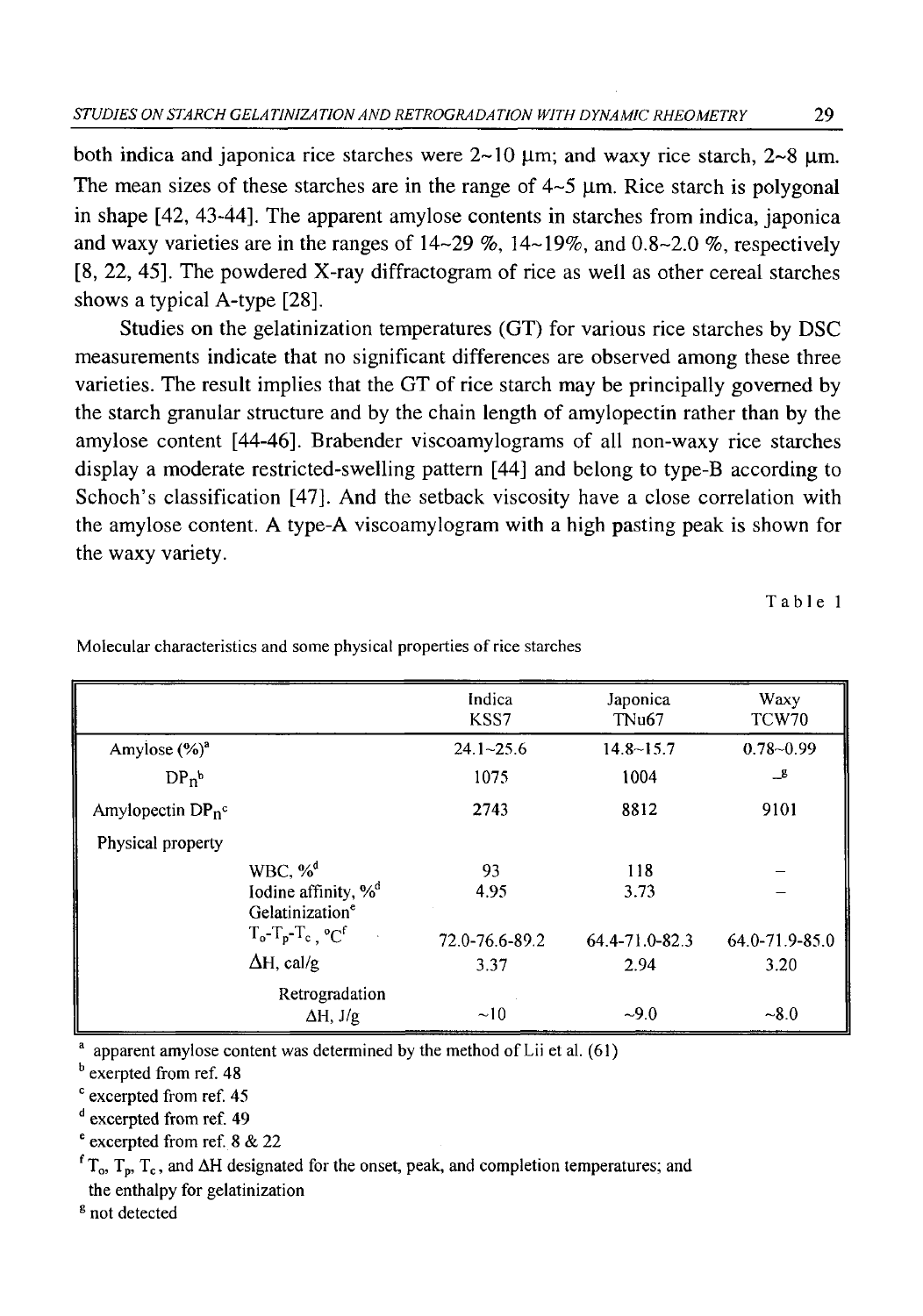both indica and japonica rice starches were 2~10 μm; and waxy rice starch, 2~8 μm. The mean sizes of these starches are in the range of 4~5 μm. Rice starch is polygonal in shape [42, 43-44]. The apparent amylose contents in starches from indica, japonica and waxy varieties are in the ranges of 14~29 %, 14~19%, and 0.8~2.0 %, respectively [8, 22, 45]. The powdered X-ray diffractogram of rice as well as other cereal starches shows a typical A-type [28].

Studies on the gelatinization temperatures (GT) for various rice starches by DSC measurements indicate that no significant differences are observed among these three varieties. The result implies that the GT of rice starch may be principally governed by the starch granular structure and by the chain length of amylopectin rather than by the amylose content [44-46]. Brabender viscoamylograms of all non-waxy rice starches display a moderate restricted-swelling pattern [44] and belong to type-B according to Schoch's classification [47]. And the setback viscosity have a close correlation with the amylose content. A type-A viscoamylogram with a high pasting peak is shown for the waxy variety.

Table 1

Molecular characteristics and some physical properties of rice starches

| | | Indica KSS7 | Japonica TNu67 | Waxy TCW70 |
|---|---|---|---|---|
| Amylose (%)[a] | | 24.1~25.6 | 14.8~15.7 | 0.78~0.99 |
| $DP_n$[b] | | 1075 | 1004 | –[g] |
| Amylopectin $DP_n$[c] | | 2743 | 8812 | 9101 |
| Physical property | | | | |
| | WBC, %[d] | 93 | 118 | – |
| | Iodine affinity, %[d] | 4.95 | 3.73 | – |
| | Gelatinization[e] | | | |
| | $T_o$-$T_p$-$T_c$, °C[f] | 72.0-76.6-89.2 | 64.4-71.0-82.3 | 64.0-71.9-85.0 |
| | ΔH, cal/g | 3.37 | 2.94 | 3.20 |
| | Retrogradation ΔH, J/g | ~10 | ~9.0 | ~8.0 |

[a] apparent amylose content was determined by the method of Lii et al. (61)

[b] exerpted from ref. 48

[c] excerpted from ref. 45

[d] excerpted from ref. 49

[e] excerpted from ref. 8 & 22

[f] $T_o$, $T_p$, $T_c$, and ΔH designated for the onset, peak, and completion temperatures; and the enthalpy for gelatinization

[g] not detected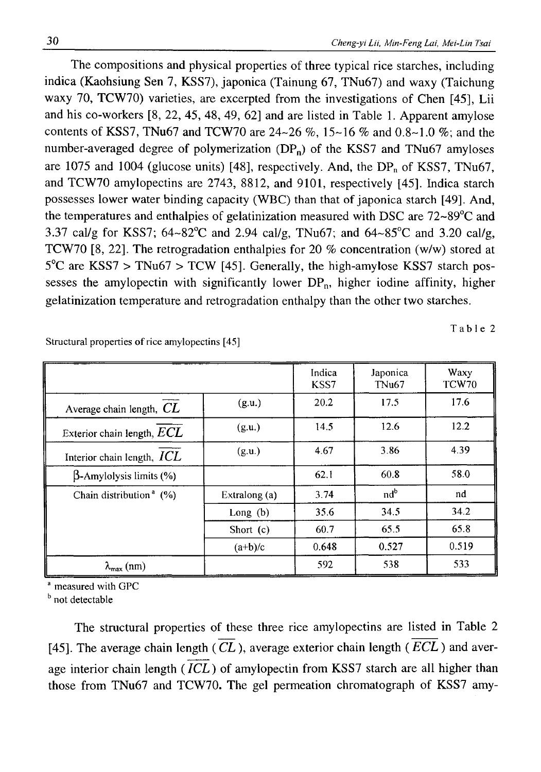The compositions and physical properties of three typical rice starches, including indica (Kaohsiung Sen 7, KSS7), japonica (Tainung 67, TNu67) and waxy (Taichung waxy 70, TCW70) varieties, are excerpted from the investigations of Chen [45], Lii and his co-workers [8, 22, 45, 48, 49, 62] and are listed in Table 1. Apparent amylose contents of KSS7, TNu67 and TCW70 are 24~26 %, 15~16 % and 0.8~1.0 %; and the number-averaged degree of polymerization ($DP_n$) of the KSS7 and TNu67 amyloses are 1075 and 1004 (glucose units) [48], respectively. And, the $DP_n$ of KSS7, TNu67, and TCW70 amylopectins are 2743, 8812, and 9101, respectively [45]. Indica starch possesses lower water binding capacity (WBC) than that of japonica starch [49]. And, the temperatures and enthalpies of gelatinization measured with DSC are 72~89°C and 3.37 cal/g for KSS7; 64~82°C and 2.94 cal/g, TNu67; and 64~85°C and 3.20 cal/g, TCW70 [8, 22]. The retrogradation enthalpies for 20 % concentration (w/w) stored at 5°C are KSS7 > TNu67 > TCW [45]. Generally, the high-amylose KSS7 starch possesses the amylopectin with significantly lower $DP_n$, higher iodine affinity, higher gelatinization temperature and retrogradation enthalpy than the other two starches.

Table 2

Structural properties of rice amylopectins [45]

| | | Indica KSS7 | Japonica TNu67 | Waxy TCW70 |
|---|---|---|---|---|
| Average chain length, $\overline{CL}$ | (g.u.) | 20.2 | 17.5 | 17.6 |
| Exterior chain length, $\overline{ECL}$ | (g.u.) | 14.5 | 12.6 | 12.2 |
| Interior chain length, $\overline{ICL}$ | (g.u.) | 4.67 | 3.86 | 4.39 |
| β-Amylolysis limits (%) | | 62.1 | 60.8 | 58.0 |
| Chain distribution [a] (%) | Extralong (a) | 3.74 | nd [b] | nd |
| | Long (b) | 35.6 | 34.5 | 34.2 |
| | Short (c) | 60.7 | 65.5 | 65.8 |
| | (a+b)/c | 0.648 | 0.527 | 0.519 |
| $\lambda_{max}$ (nm) | | 592 | 538 | 533 |

[a] measured with GPC
[b] not detectable

The structural properties of these three rice amylopectins are listed in Table 2 [45]. The average chain length ($\overline{CL}$), average exterior chain length ($\overline{ECL}$) and average interior chain length ($\overline{ICL}$) of amylopectin from KSS7 starch are all higher than those from TNu67 and TCW70. The gel permeation chromatograph of KSS7 amy-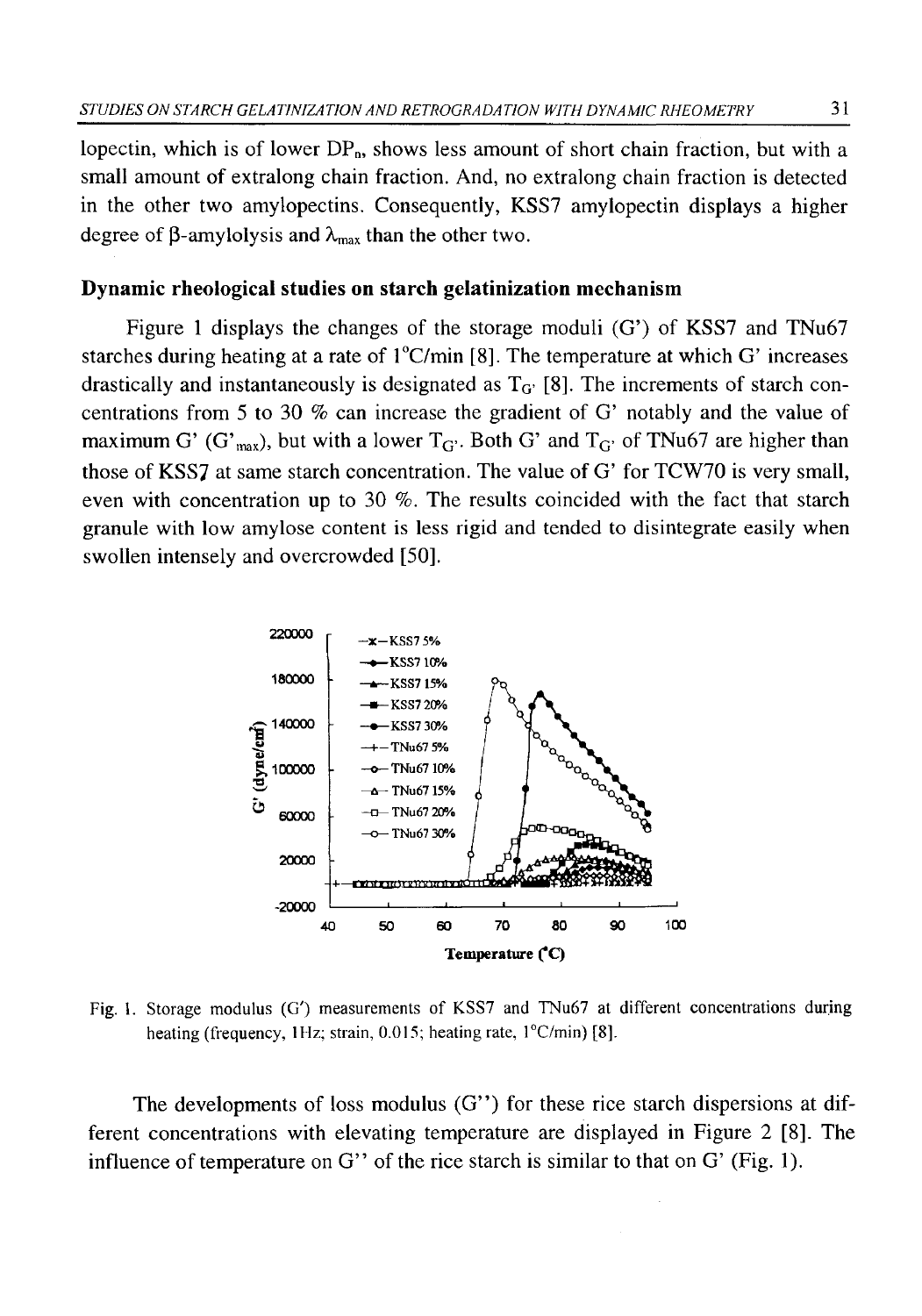lopectin, which is of lower $DP_n$, shows less amount of short chain fraction, but with a small amount of extralong chain fraction. And, no extralong chain fraction is detected in the other two amylopectins. Consequently, KSS7 amylopectin displays a higher degree of β-amylolysis and $\lambda_{max}$ than the other two.

### Dynamic rheological studies on starch gelatinization mechanism

Figure 1 displays the changes of the storage moduli (G') of KSS7 and TNu67 starches during heating at a rate of 1°C/min [8]. The temperature at which G' increases drastically and instantaneously is designated as $T_{G'}$ [8]. The increments of starch concentrations from 5 to 30 % can increase the gradient of G' notably and the value of maximum G' ($G'_{max}$), but with a lower $T_{G'}$. Both G' and $T_{G'}$ of TNu67 are higher than those of KSS7 at same starch concentration. The value of G' for TCW70 is very small, even with concentration up to 30 %. The results coincided with the fact that starch granule with low amylose content is less rigid and tended to disintegrate easily when swollen intensely and overcrowded [50].

Fig. 1. Storage modulus (G') measurements of KSS7 and TNu67 at different concentrations during heating (frequency, 1Hz; strain, 0.015; heating rate, 1°C/min) [8].

The developments of loss modulus (G'') for these rice starch dispersions at different concentrations with elevating temperature are displayed in Figure 2 [8]. The influence of temperature on G'' of the rice starch is similar to that on G' (Fig. 1).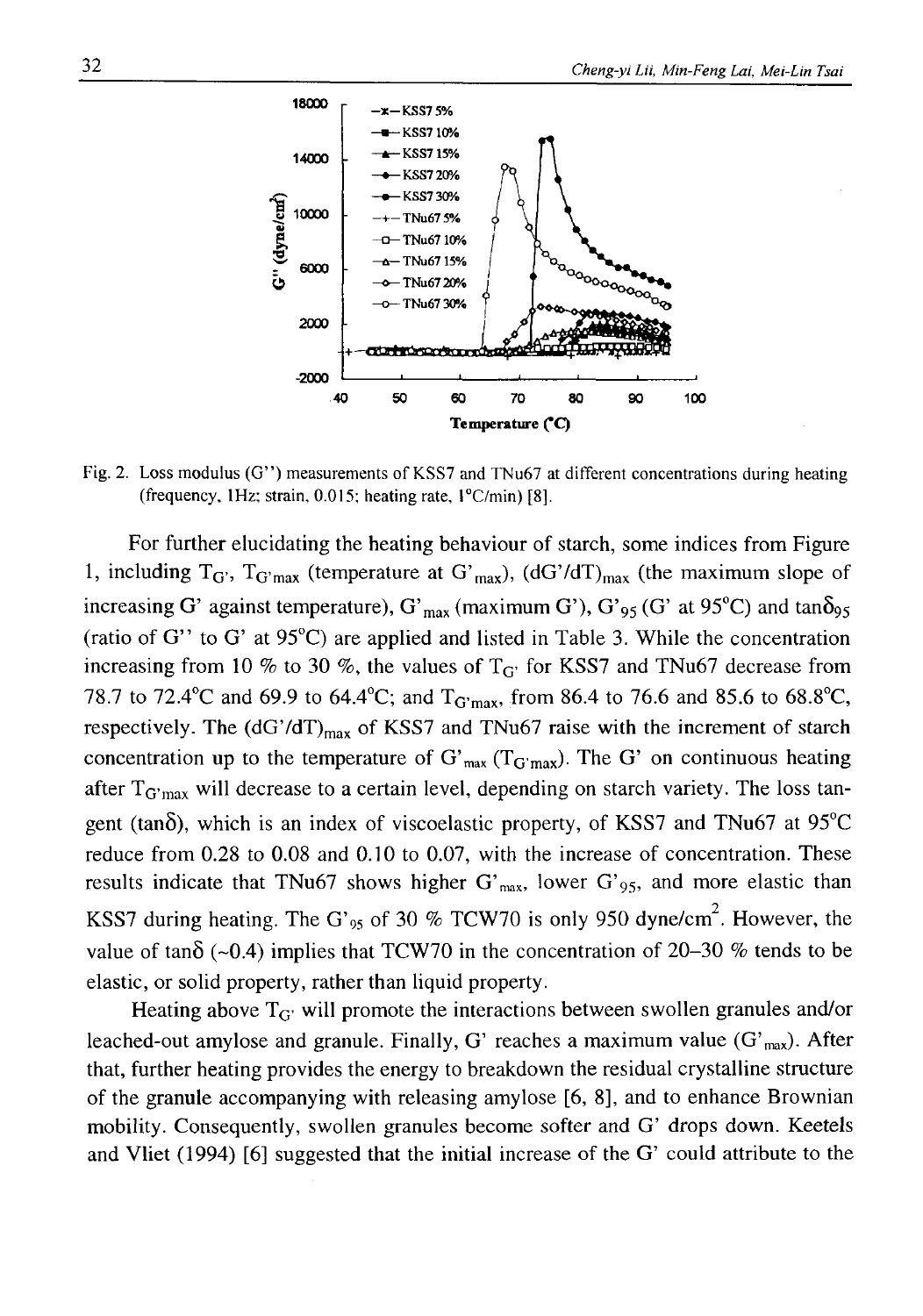Fig. 2. Loss modulus (G'') measurements of KSS7 and TNu67 at different concentrations during heating (frequency, 1Hz; strain, 0.015; heating rate, 1°C/min) [8].

For further elucidating the heating behaviour of starch, some indices from Figure 1, including $T_{G'}$, $T_{G'max}$ (temperature at $G'_{max}$), $(dG'/dT)_{max}$ (the maximum slope of increasing G' against temperature), $G'_{max}$ (maximum G'), $G'_{95}$ (G' at 95°C) and $\tan\delta_{95}$ (ratio of G'' to G' at 95°C) are applied and listed in Table 3. While the concentration increasing from 10 % to 30 %, the values of $T_{G'}$ for KSS7 and TNu67 decrease from 78.7 to 72.4°C and 69.9 to 64.4°C; and $T_{G'max}$, from 86.4 to 76.6 and 85.6 to 68.8°C, respectively. The $(dG'/dT)_{max}$ of KSS7 and TNu67 raise with the increment of starch concentration up to the temperature of $G'_{max}$ ($T_{G'max}$). The G' on continuous heating after $T_{G'max}$ will decrease to a certain level, depending on starch variety. The loss tangent ($\tan\delta$), which is an index of viscoelastic property, of KSS7 and TNu67 at 95°C reduce from 0.28 to 0.08 and 0.10 to 0.07, with the increase of concentration. These results indicate that TNu67 shows higher $G'_{max}$, lower $G'_{95}$, and more elastic than KSS7 during heating. The $G'_{95}$ of 30 % TCW70 is only 950 dyne/cm$^2$. However, the value of $\tan\delta$ (~0.4) implies that TCW70 in the concentration of 20–30 % tends to be elastic, or solid property, rather than liquid property.

Heating above $T_{G'}$ will promote the interactions between swollen granules and/or leached-out amylose and granule. Finally, G' reaches a maximum value ($G'_{max}$). After that, further heating provides the energy to breakdown the residual crystalline structure of the granule accompanying with releasing amylose [6, 8], and to enhance Brownian mobility. Consequently, swollen granules become softer and G' drops down. Keetels and Vliet (1994) [6] suggested that the initial increase of the G' could attribute to the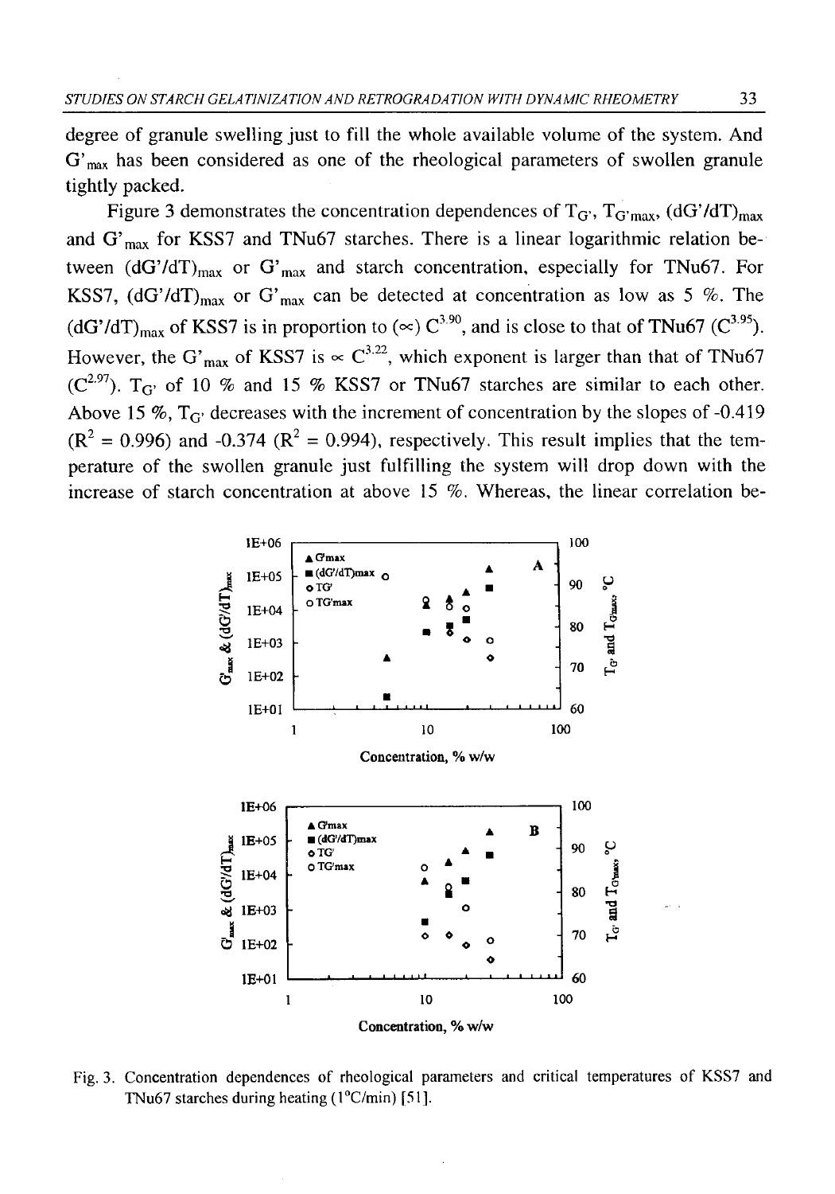degree of granule swelling just to fill the whole available volume of the system. And $G'_{max}$ has been considered as one of the rheological parameters of swollen granule tightly packed.

Figure 3 demonstrates the concentration dependences of $T_{G'}$, $T_{G'max}$, $(dG'/dT)_{max}$ and $G'_{max}$ for KSS7 and TNu67 starches. There is a linear logarithmic relation between $(dG'/dT)_{max}$ or $G'_{max}$ and starch concentration, especially for TNu67. For KSS7, $(dG'/dT)_{max}$ or $G'_{max}$ can be detected at concentration as low as 5 %. The $(dG'/dT)_{max}$ of KSS7 is in proportion to ($\propto$) $C^{3.90}$, and is close to that of TNu67 ($C^{3.95}$). However, the $G'_{max}$ of KSS7 is $\propto C^{3.22}$, which exponent is larger than that of TNu67 ($C^{2.97}$). $T_{G'}$ of 10 % and 15 % KSS7 or TNu67 starches are similar to each other. Above 15 %, $T_{G'}$ decreases with the increment of concentration by the slopes of -0.419 ($R^2 = 0.996$) and -0.374 ($R^2 = 0.994$), respectively. This result implies that the temperature of the swollen granule just fulfilling the system will drop down with the increase of starch concentration at above 15 %. Whereas, the linear correlation be-

Fig. 3. Concentration dependences of rheological parameters and critical temperatures of KSS7 and TNu67 starches during heating (1°C/min) [51].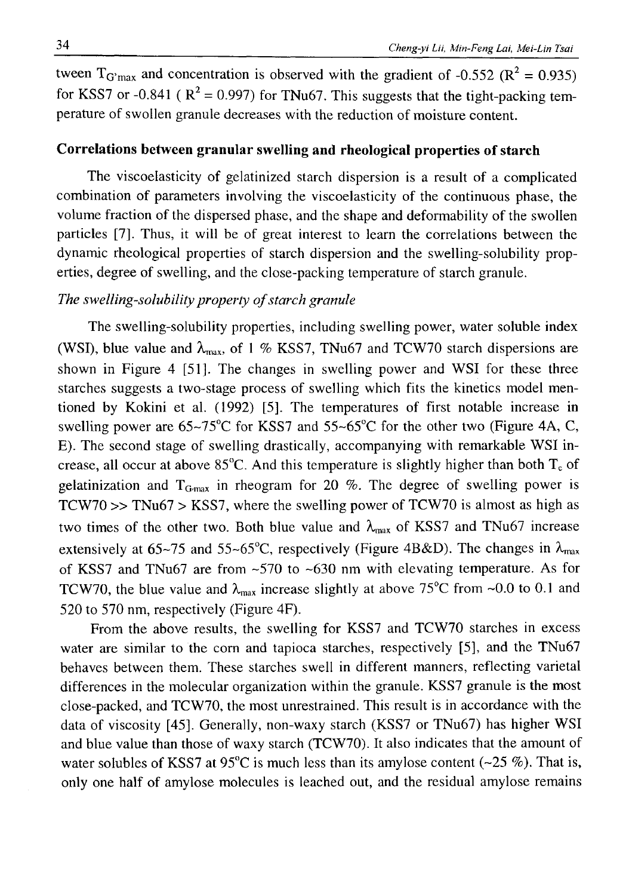tween $T_{G'max}$ and concentration is observed with the gradient of -0.552 ($R^2$ = 0.935) for KSS7 or -0.841 ( $R^2$ = 0.997) for TNu67. This suggests that the tight-packing temperature of swollen granule decreases with the reduction of moisture content.

## Correlations between granular swelling and rheological properties of starch

The viscoelasticity of gelatinized starch dispersion is a result of a complicated combination of parameters involving the viscoelasticity of the continuous phase, the volume fraction of the dispersed phase, and the shape and deformability of the swollen particles [7]. Thus, it will be of great interest to learn the correlations between the dynamic rheological properties of starch dispersion and the swelling-solubility properties, degree of swelling, and the close-packing temperature of starch granule.

### *The swelling-solubility property of starch granule*

The swelling-solubility properties, including swelling power, water soluble index (WSI), blue value and $\lambda_{max}$, of 1 % KSS7, TNu67 and TCW70 starch dispersions are shown in Figure 4 [51]. The changes in swelling power and WSI for these three starches suggests a two-stage process of swelling which fits the kinetics model mentioned by Kokini et al. (1992) [5]. The temperatures of first notable increase in swelling power are 65~75°C for KSS7 and 55~65°C for the other two (Figure 4A, C, E). The second stage of swelling drastically, accompanying with remarkable WSI increase, all occur at above 85°C. And this temperature is slightly higher than both $T_c$ of gelatinization and $T_{G'max}$ in rheogram for 20 %. The degree of swelling power is TCW70 >> TNu67 > KSS7, where the swelling power of TCW70 is almost as high as two times of the other two. Both blue value and $\lambda_{max}$ of KSS7 and TNu67 increase extensively at 65~75 and 55~65°C, respectively (Figure 4B&D). The changes in $\lambda_{max}$ of KSS7 and TNu67 are from ~570 to ~630 nm with elevating temperature. As for TCW70, the blue value and $\lambda_{max}$ increase slightly at above 75°C from ~0.0 to 0.1 and 520 to 570 nm, respectively (Figure 4F).

From the above results, the swelling for KSS7 and TCW70 starches in excess water are similar to the corn and tapioca starches, respectively [5], and the TNu67 behaves between them. These starches swell in different manners, reflecting varietal differences in the molecular organization within the granule. KSS7 granule is the most close-packed, and TCW70, the most unrestrained. This result is in accordance with the data of viscosity [45]. Generally, non-waxy starch (KSS7 or TNu67) has higher WSI and blue value than those of waxy starch (TCW70). It also indicates that the amount of water solubles of KSS7 at 95°C is much less than its amylose content (~25 %). That is, only one half of amylose molecules is leached out, and the residual amylose remains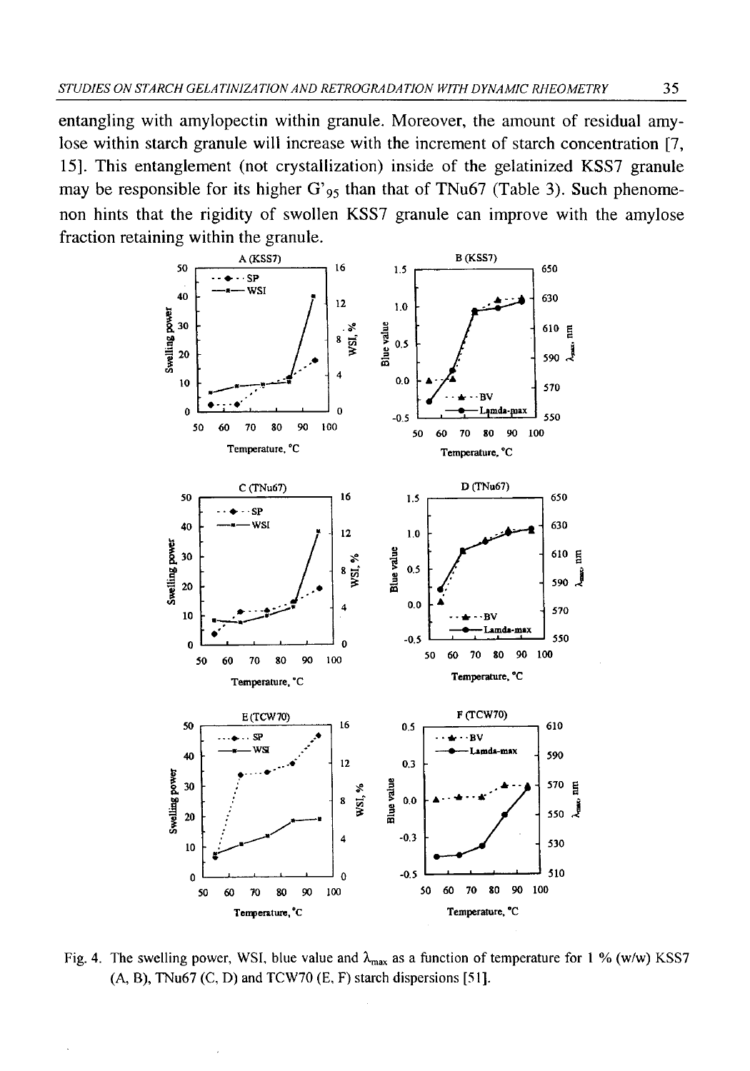entangling with amylopectin within granule. Moreover, the amount of residual amylose within starch granule will increase with the increment of starch concentration [7, 15]. This entanglement (not crystallization) inside of the gelatinized KSS7 granule may be responsible for its higher $G'_{95}$ than that of TNu67 (Table 3). Such phenomenon hints that the rigidity of swollen KSS7 granule can improve with the amylose fraction retaining within the granule.

Fig. 4. The swelling power, WSI, blue value and $\lambda_{max}$ as a function of temperature for 1 % (w/w) KSS7 (A, B), TNu67 (C, D) and TCW70 (E, F) starch dispersions [51].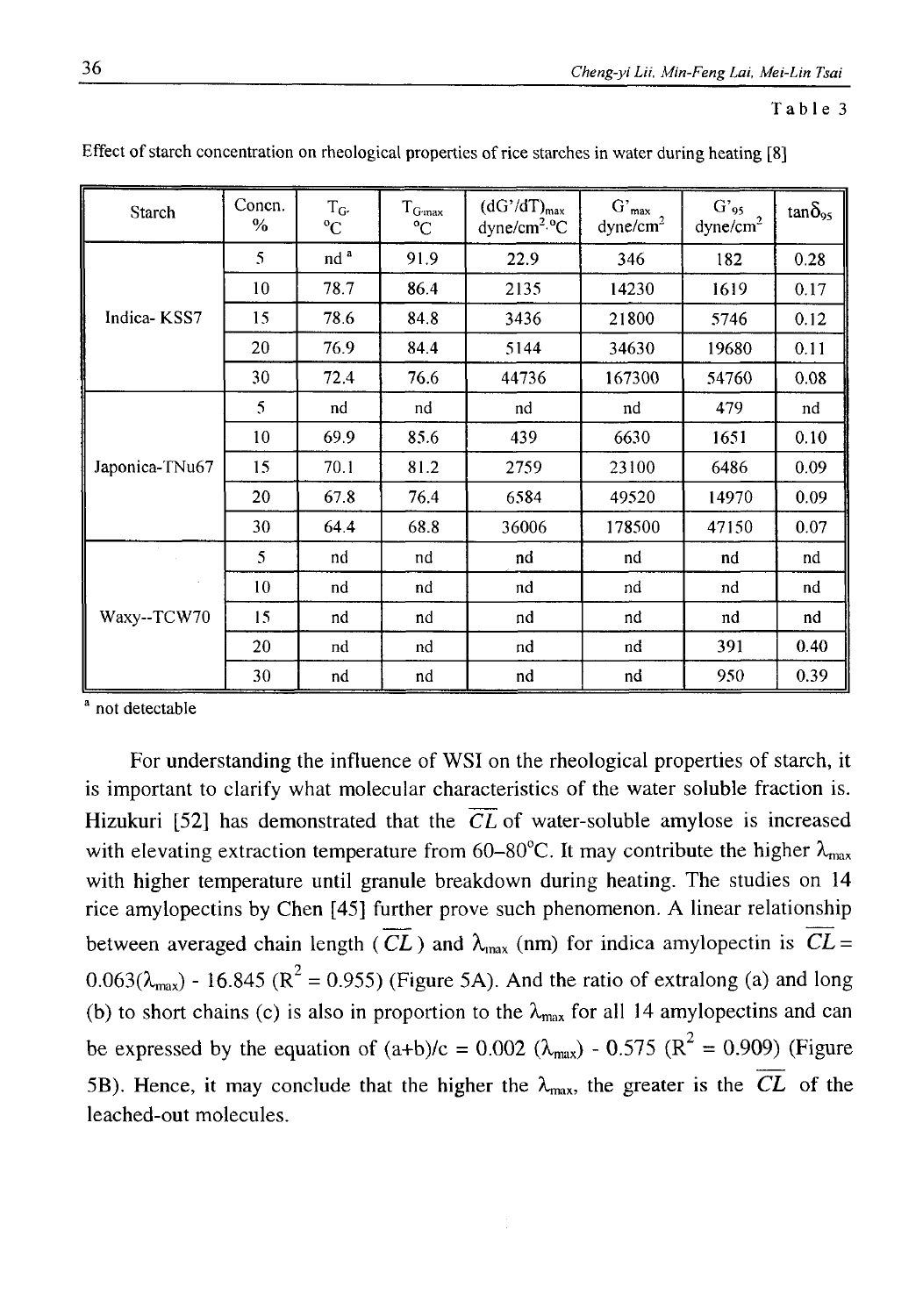Table 3

Effect of starch concentration on rheological properties of rice starches in water during heating [8]

| Starch | Concn. % | $T_{G'}$ °C | $T_{G'max}$ °C | $(dG'/dT)_{max}$ dyne/cm$^2$·°C | $G'_{max}$ dyne/cm$^2$ | $G'_{95}$ dyne/cm$^2$ | $\tan\delta_{95}$ |
|---|---|---|---|---|---|---|---|
| Indica- KSS7 | 5 | nd [a] | 91.9 | 22.9 | 346 | 182 | 0.28 |
| | 10 | 78.7 | 86.4 | 2135 | 14230 | 1619 | 0.17 |
| | 15 | 78.6 | 84.8 | 3436 | 21800 | 5746 | 0.12 |
| | 20 | 76.9 | 84.4 | 5144 | 34630 | 19680 | 0.11 |
| | 30 | 72.4 | 76.6 | 44736 | 167300 | 54760 | 0.08 |
| Japonica-TNu67 | 5 | nd | nd | nd | nd | 479 | nd |
| | 10 | 69.9 | 85.6 | 439 | 6630 | 1651 | 0.10 |
| | 15 | 70.1 | 81.2 | 2759 | 23100 | 6486 | 0.09 |
| | 20 | 67.8 | 76.4 | 6584 | 49520 | 14970 | 0.09 |
| | 30 | 64.4 | 68.8 | 36006 | 178500 | 47150 | 0.07 |
| Waxy--TCW70 | 5 | nd | nd | nd | nd | nd | nd |
| | 10 | nd | nd | nd | nd | nd | nd |
| | 15 | nd | nd | nd | nd | nd | nd |
| | 20 | nd | nd | nd | nd | 391 | 0.40 |
| | 30 | nd | nd | nd | nd | 950 | 0.39 |

[a] not detectable

For understanding the influence of WSI on the rheological properties of starch, it is important to clarify what molecular characteristics of the water soluble fraction is. Hizukuri [52] has demonstrated that the $\overline{CL}$ of water-soluble amylose is increased with elevating extraction temperature from 60–80°C. It may contribute the higher $\lambda_{max}$ with higher temperature until granule breakdown during heating. The studies on 14 rice amylopectins by Chen [45] further prove such phenomenon. A linear relationship between averaged chain length ($\overline{CL}$) and $\lambda_{max}$ (nm) for indica amylopectin is $\overline{CL} = 0.063(\lambda_{max}) - 16.845$ ($R^2 = 0.955$) (Figure 5A). And the ratio of extralong (a) and long (b) to short chains (c) is also in proportion to the $\lambda_{max}$ for all 14 amylopectins and can be expressed by the equation of $(a+b)/c = 0.002\ (\lambda_{max}) - 0.575$ ($R^2 = 0.909$) (Figure 5B). Hence, it may conclude that the higher the $\lambda_{max}$, the greater is the $\overline{CL}$ of the leached-out molecules.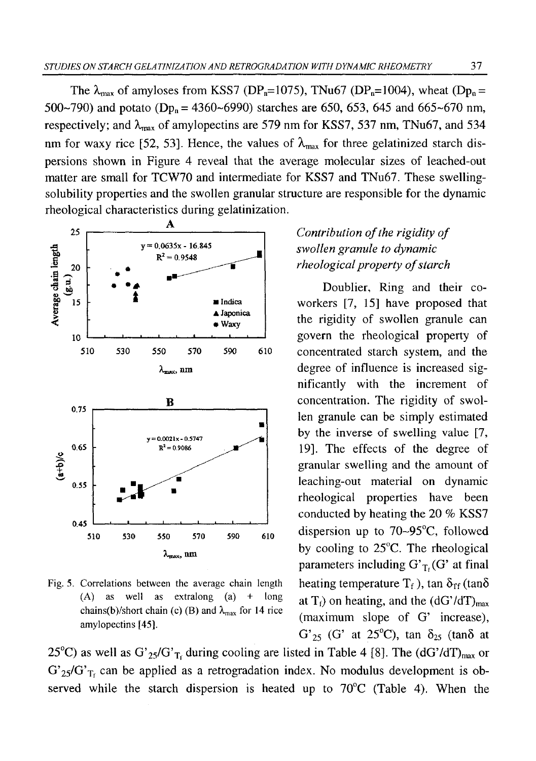The $\lambda_{max}$ of amyloses from KSS7 ($DP_n$=1075), TNu67 ($DP_n$=1004), wheat ($Dp_n$ = 500~790) and potato ($Dp_n$ = 4360~6990) starches are 650, 653, 645 and 665~670 nm, respectively; and $\lambda_{max}$ of amylopectins are 579 nm for KSS7, 537 nm, TNu67, and 534 nm for waxy rice [52, 53]. Hence, the values of $\lambda_{max}$ for three gelatinized starch dispersions shown in Figure 4 reveal that the average molecular sizes of leached-out matter are small for TCW70 and intermediate for KSS7 and TNu67. These swelling-solubility properties and the swollen granular structure are responsible for the dynamic rheological characteristics during gelatinization.

Fig. 5. Correlations between the average chain length (A) as well as extralong (a) + long chains(b)/short chain (c) (B) and $\lambda_{max}$ for 14 rice amylopectins [45].

### *Contribution of the rigidity of swollen granule to dynamic rheological property of starch*

Doublier, Ring and their co-workers [7, 15] have proposed that the rigidity of swollen granule can govern the rheological property of concentrated starch system, and the degree of influence is increased significantly with the increment of concentration. The rigidity of swollen granule can be simply estimated by the inverse of swelling value [7, 19]. The effects of the degree of granular swelling and the amount of leaching-out material on dynamic rheological properties have been conducted by heating the 20 % KSS7 dispersion up to 70~95°C, followed by cooling to 25°C. The rheological parameters including $G'_{T_f}$ (G' at final heating temperature $T_f$), tan $\delta_{Tf}$ (tanδ at $T_f$) on heating, and the $(dG'/dT)_{max}$ (maximum slope of G' increase), $G'_{25}$ (G' at 25°C), tan $\delta_{25}$ (tanδ at 25°C) as well as $G'_{25}/G'_{T_f}$ during cooling are listed in Table 4 [8]. The $(dG'/dT)_{max}$ or $G'_{25}/G'_{T_f}$ can be applied as a retrogradation index. No modulus development is observed while the starch dispersion is heated up to 70°C (Table 4). When the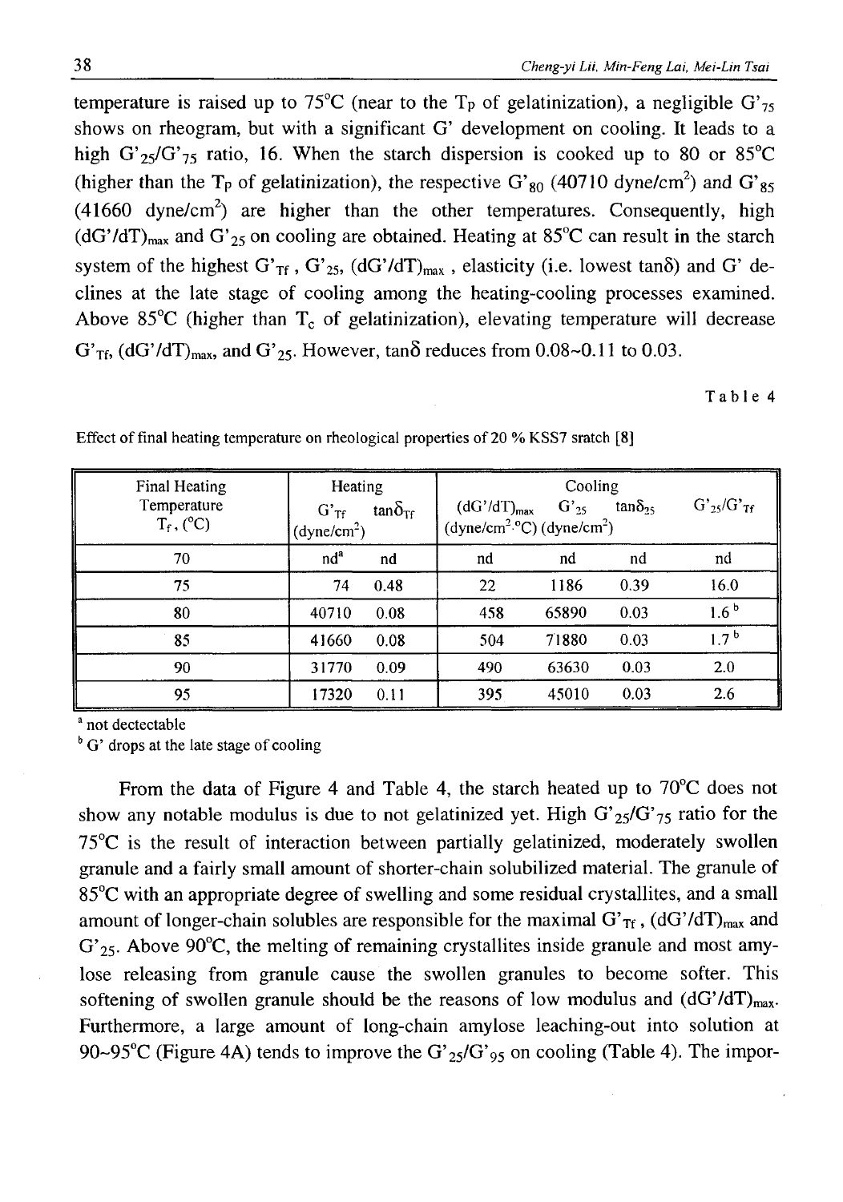temperature is raised up to 75°C (near to the $T_P$ of gelatinization), a negligible $G'_{75}$ shows on rheogram, but with a significant G' development on cooling. It leads to a high $G'_{25}/G'_{75}$ ratio, 16. When the starch dispersion is cooked up to 80 or 85°C (higher than the $T_P$ of gelatinization), the respective $G'_{80}$ (40710 dyne/cm$^2$) and $G'_{85}$ (41660 dyne/cm$^2$) are higher than the other temperatures. Consequently, high $(dG'/dT)_{max}$ and $G'_{25}$ on cooling are obtained. Heating at 85°C can result in the starch system of the highest $G'_{Tf}$, $G'_{25}$, $(dG'/dT)_{max}$, elasticity (i.e. lowest tanδ) and G' declines at the late stage of cooling among the heating-cooling processes examined. Above 85°C (higher than $T_c$ of gelatinization), elevating temperature will decrease $G'_{Tf}$, $(dG'/dT)_{max}$, and $G'_{25}$. However, tanδ reduces from 0.08~0.11 to 0.03.

Table 4

Effect of final heating temperature on rheological properties of 20 % KSS7 sratch [8]

| Final Heating Temperature $T_f$, (°C) | Heating | | Cooling | | | |
|---|---|---|---|---|---|---|
| | $G'_{Tf}$ (dyne/cm$^2$) | $\tan\delta_{Tf}$ | $(dG'/dT)_{max}$ (dyne/cm$^2$·°C) | $G'_{25}$ (dyne/cm$^2$) | $\tan\delta_{25}$ | $G'_{25}/G'_{Tf}$ |
| 70 | nd[a] | nd | nd | nd | nd | nd |
| 75 | 74 | 0.48 | 22 | 1186 | 0.39 | 16.0 |
| 80 | 40710 | 0.08 | 458 | 65890 | 0.03 | 1.6 [b] |
| 85 | 41660 | 0.08 | 504 | 71880 | 0.03 | 1.7 [b] |
| 90 | 31770 | 0.09 | 490 | 63630 | 0.03 | 2.0 |
| 95 | 17320 | 0.11 | 395 | 45010 | 0.03 | 2.6 |

[a] not dectectable

[b] G' drops at the late stage of cooling

From the data of Figure 4 and Table 4, the starch heated up to 70°C does not show any notable modulus is due to not gelatinized yet. High $G'_{25}/G'_{75}$ ratio for the 75°C is the result of interaction between partially gelatinized, moderately swollen granule and a fairly small amount of shorter-chain solubilized material. The granule of 85°C with an appropriate degree of swelling and some residual crystallites, and a small amount of longer-chain solubles are responsible for the maximal $G'_{Tf}$, $(dG'/dT)_{max}$ and $G'_{25}$. Above 90°C, the melting of remaining crystallites inside granule and most amylose releasing from granule cause the swollen granules to become softer. This softening of swollen granule should be the reasons of low modulus and $(dG'/dT)_{max}$. Furthermore, a large amount of long-chain amylose leaching-out into solution at 90~95°C (Figure 4A) tends to improve the $G'_{25}/G'_{95}$ on cooling (Table 4). The impor-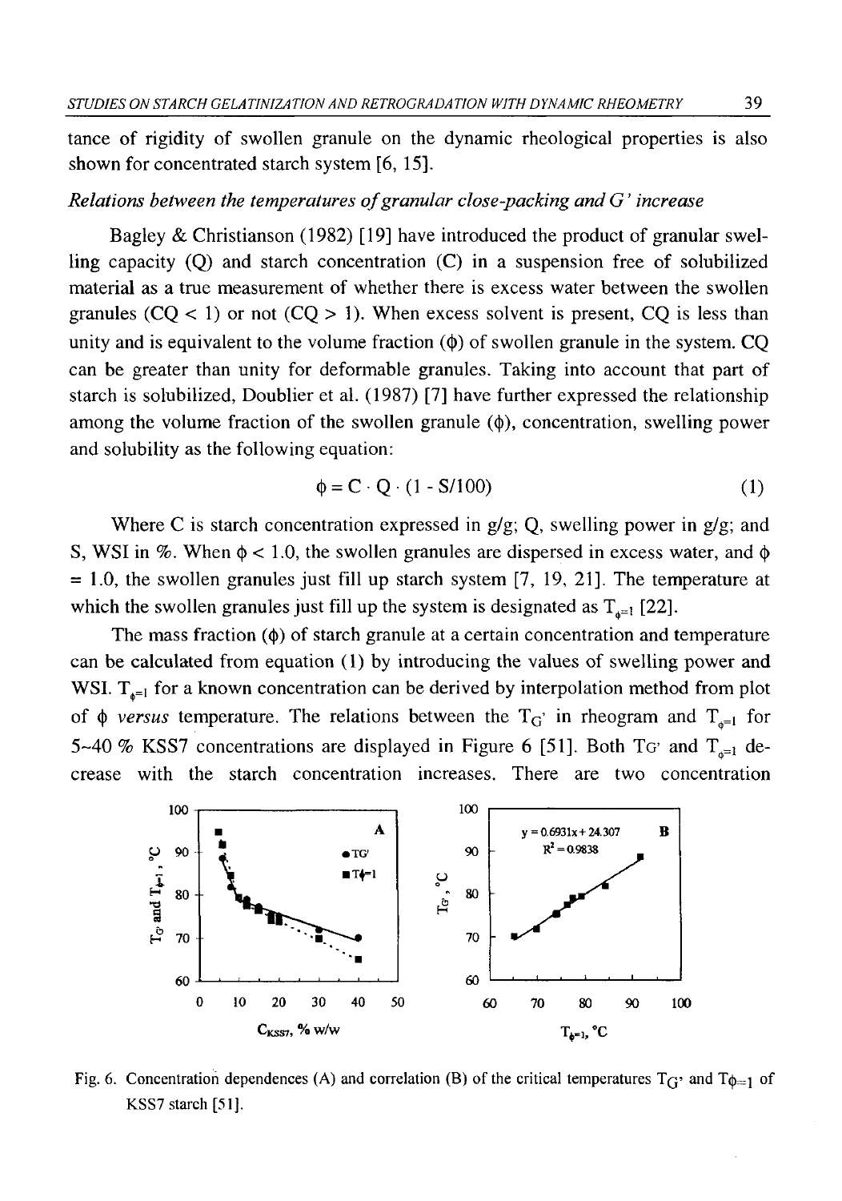tance of rigidity of swollen granule on the dynamic rheological properties is also shown for concentrated starch system [6, 15].

*Relations between the temperatures of granular close-packing and G' increase*

Bagley & Christianson (1982) [19] have introduced the product of granular swelling capacity (Q) and starch concentration (C) in a suspension free of solubilized material as a true measurement of whether there is excess water between the swollen granules ($CQ < 1$) or not ($CQ > 1$). When excess solvent is present, CQ is less than unity and is equivalent to the volume fraction ($\phi$) of swollen granule in the system. CQ can be greater than unity for deformable granules. Taking into account that part of starch is solubilized, Doublier et al. (1987) [7] have further expressed the relationship among the volume fraction of the swollen granule ($\phi$), concentration, swelling power and solubility as the following equation:

$$\phi = C \cdot Q \cdot (1 - S/100) \tag{1}$$

Where C is starch concentration expressed in g/g; Q, swelling power in g/g; and S, WSI in %. When $\phi < 1.0$, the swollen granules are dispersed in excess water, and $\phi = 1.0$, the swollen granules just fill up starch system [7, 19, 21]. The temperature at which the swollen granules just fill up the system is designated as $T_{\phi=1}$ [22].

The mass fraction ($\phi$) of starch granule at a certain concentration and temperature can be calculated from equation (1) by introducing the values of swelling power and WSI. $T_{\phi=1}$ for a known concentration can be derived by interpolation method from plot of $\phi$ *versus* temperature. The relations between the $T_{G'}$ in rheogram and $T_{\phi=1}$ for 5~40 % KSS7 concentrations are displayed in Figure 6 [51]. Both $T_{G'}$ and $T_{\phi=1}$ decrease with the starch concentration increases. There are two concentration

Fig. 6. Concentration dependences (A) and correlation (B) of the critical temperatures $T_{G'}$ and $T_{\phi=1}$ of KSS7 starch [51].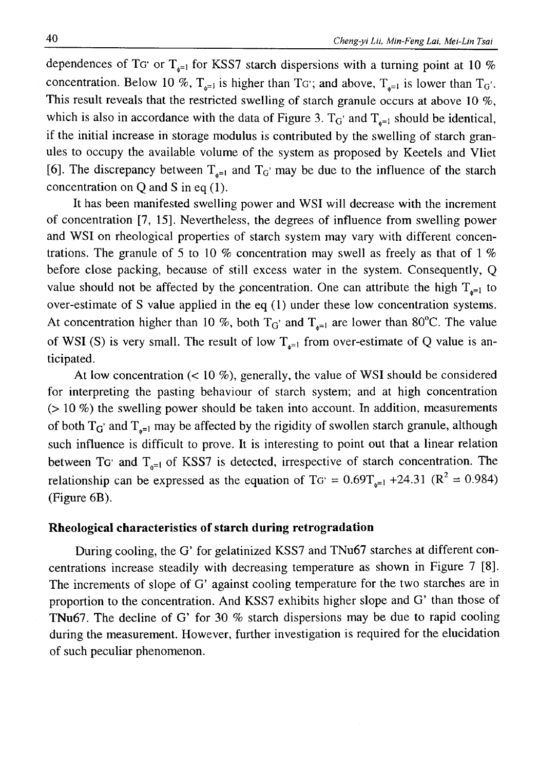dependences of $T_{G'}$ or $T_{\phi=1}$ for KSS7 starch dispersions with a turning point at 10 % concentration. Below 10 %, $T_{\phi=1}$ is higher than $T_{G'}$; and above, $T_{\phi=1}$ is lower than $T_{G'}$. This result reveals that the restricted swelling of starch granule occurs at above 10 %, which is also in accordance with the data of Figure 3. $T_{G'}$ and $T_{\phi=1}$ should be identical, if the initial increase in storage modulus is contributed by the swelling of starch granules to occupy the available volume of the system as proposed by Keetels and Vliet [6]. The discrepancy between $T_{\phi=1}$ and $T_{G'}$ may be due to the influence of the starch concentration on Q and S in eq (1).

It has been manifested swelling power and WSI will decrease with the increment of concentration [7, 15]. Nevertheless, the degrees of influence from swelling power and WSI on rheological properties of starch system may vary with different concentrations. The granule of 5 to 10 % concentration may swell as freely as that of 1 % before close packing, because of still excess water in the system. Consequently, Q value should not be affected by the concentration. One can attribute the high $T_{\phi=1}$ to over-estimate of S value applied in the eq (1) under these low concentration systems. At concentration higher than 10 %, both $T_{G'}$ and $T_{\phi=1}$ are lower than 80°C. The value of WSI (S) is very small. The result of low $T_{\phi=1}$ from over-estimate of Q value is anticipated.

At low concentration (< 10 %), generally, the value of WSI should be considered for interpreting the pasting behaviour of starch system; and at high concentration (> 10 %) the swelling power should be taken into account. In addition, measurements of both $T_{G'}$ and $T_{\phi=1}$ may be affected by the rigidity of swollen starch granule, although such influence is difficult to prove. It is interesting to point out that a linear relation between $T_{G'}$ and $T_{\phi=1}$ of KSS7 is detected, irrespective of starch concentration. The relationship can be expressed as the equation of $T_{G'} = 0.69T_{\phi=1} + 24.31$ ($R^2 = 0.984$) (Figure 6B).

**Rheological characteristics of starch during retrogradation**

During cooling, the G' for gelatinized KSS7 and TNu67 starches at different concentrations increase steadily with decreasing temperature as shown in Figure 7 [8]. The increments of slope of G' against cooling temperature for the two starches are in proportion to the concentration. And KSS7 exhibits higher slope and G' than those of TNu67. The decline of G' for 30 % starch dispersions may be due to rapid cooling during the measurement. However, further investigation is required for the elucidation of such peculiar phenomenon.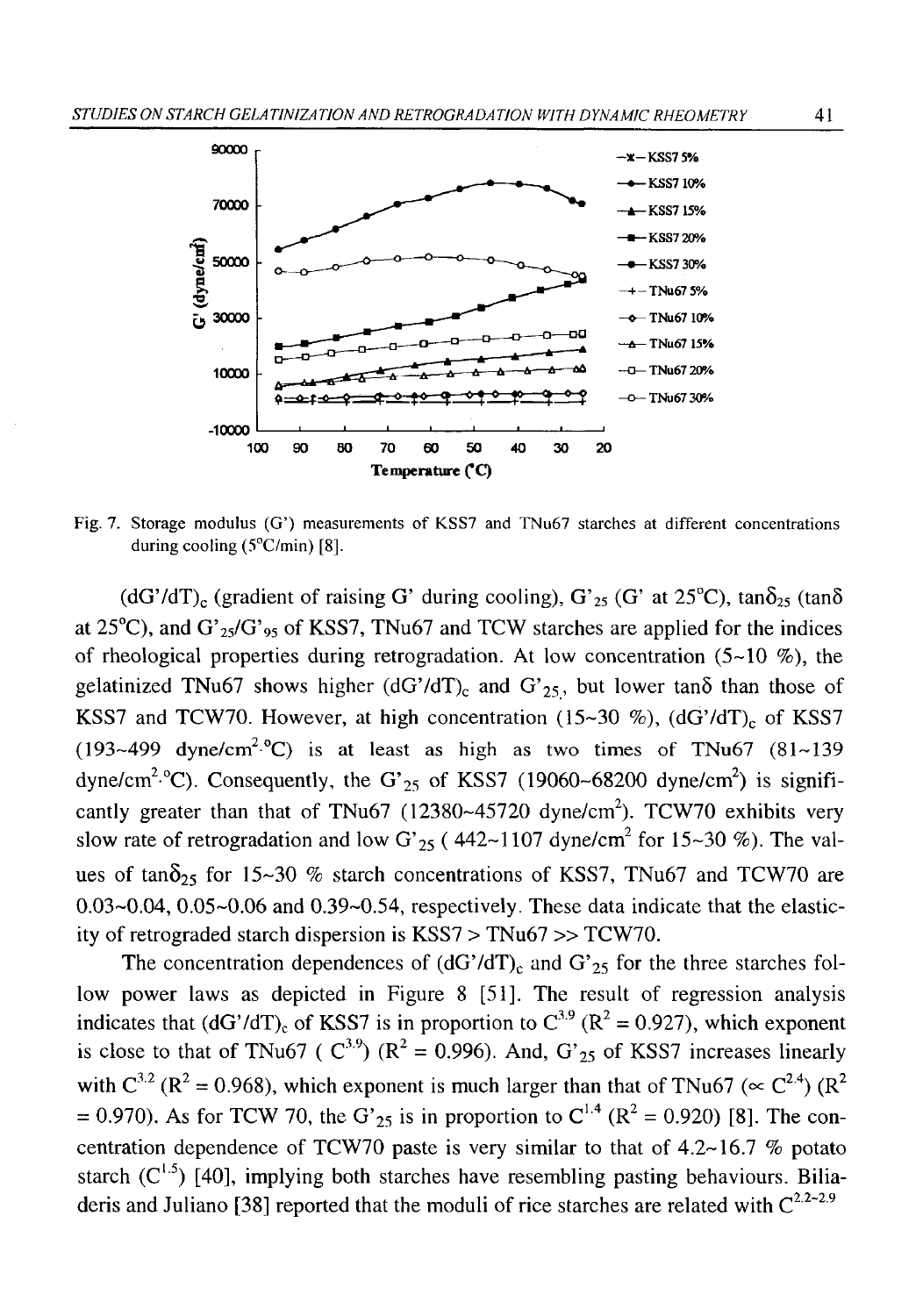Fig. 7. Storage modulus (G') measurements of KSS7 and TNu67 starches at different concentrations during cooling (5°C/min) [8].

$(dG'/dT)_c$ (gradient of raising G' during cooling), $G'_{25}$ (G' at 25°C), $\tan\delta_{25}$ (tanδ at 25°C), and $G'_{25}/G'_{95}$ of KSS7, TNu67 and TCW starches are applied for the indices of rheological properties during retrogradation. At low concentration (5~10 %), the gelatinized TNu67 shows higher $(dG'/dT)_c$ and $G'_{25}$, but lower tanδ than those of KSS7 and TCW70. However, at high concentration (15~30 %), $(dG'/dT)_c$ of KSS7 (193~499 dyne/cm$^2$·°C) is at least as high as two times of TNu67 (81~139 dyne/cm$^2$·°C). Consequently, the $G'_{25}$ of KSS7 (19060~68200 dyne/cm$^2$) is significantly greater than that of TNu67 (12380~45720 dyne/cm$^2$). TCW70 exhibits very slow rate of retrogradation and low $G'_{25}$ ( 442~1107 dyne/cm$^2$ for 15~30 %). The values of $\tan\delta_{25}$ for 15~30 % starch concentrations of KSS7, TNu67 and TCW70 are 0.03~0.04, 0.05~0.06 and 0.39~0.54, respectively. These data indicate that the elasticity of retrograded starch dispersion is KSS7 > TNu67 >> TCW70.

The concentration dependences of $(dG'/dT)_c$ and $G'_{25}$ for the three starches follow power laws as depicted in Figure 8 [51]. The result of regression analysis indicates that $(dG'/dT)_c$ of KSS7 is in proportion to $C^{3.9}$ ($R^2 = 0.927$), which exponent is close to that of TNu67 ( $C^{3.9}$) ($R^2 = 0.996$). And, $G'_{25}$ of KSS7 increases linearly with $C^{3.2}$ ($R^2 = 0.968$), which exponent is much larger than that of TNu67 ($\propto C^{2.4}$) ($R^2 = 0.970$). As for TCW 70, the $G'_{25}$ is in proportion to $C^{1.4}$ ($R^2 = 0.920$) [8]. The concentration dependence of TCW70 paste is very similar to that of 4.2~16.7 % potato starch ($C^{1.5}$) [40], implying both starches have resembling pasting behaviours. Biliaderis and Juliano [38] reported that the moduli of rice starches are related with $C^{2.2\sim2.9}$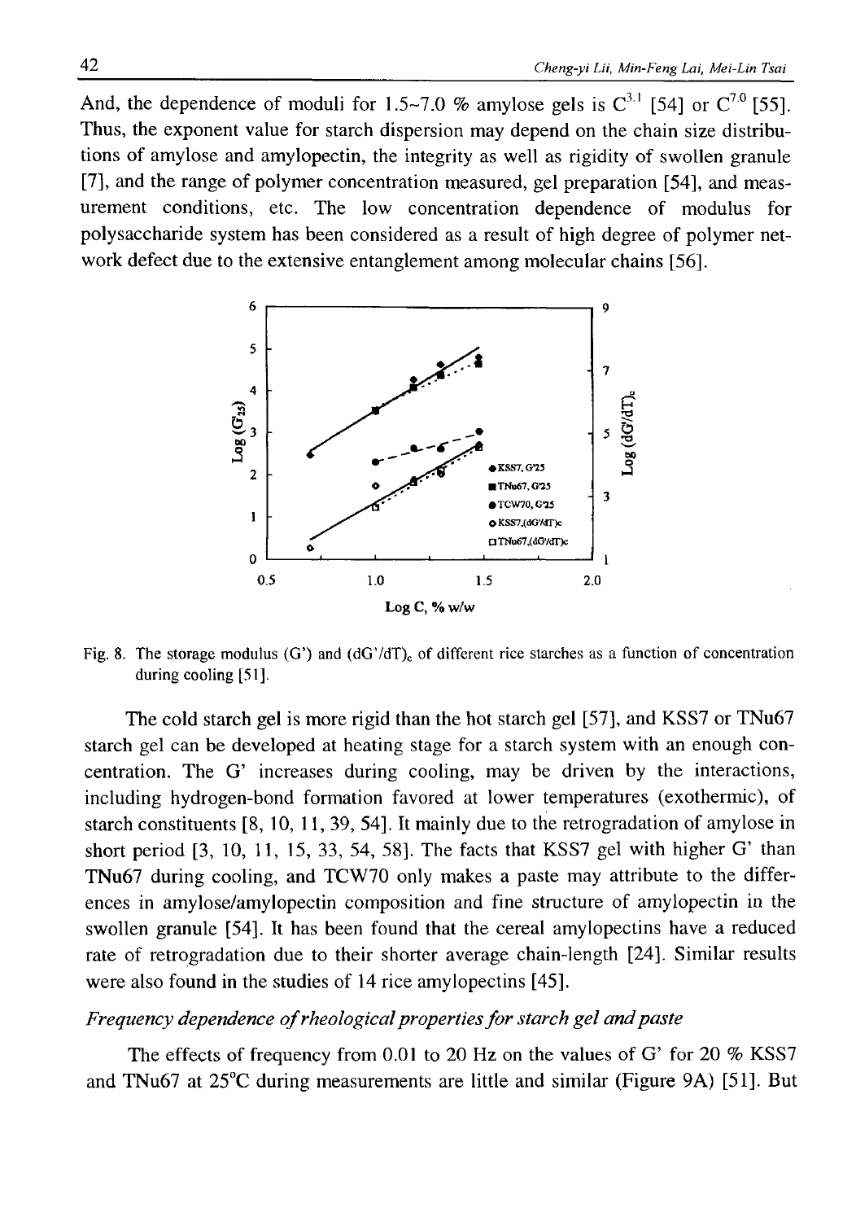And, the dependence of moduli for 1.5~7.0 % amylose gels is $C^{3.1}$ [54] or $C^{7.0}$ [55]. Thus, the exponent value for starch dispersion may depend on the chain size distributions of amylose and amylopectin, the integrity as well as rigidity of swollen granule [7], and the range of polymer concentration measured, gel preparation [54], and measurement conditions, etc. The low concentration dependence of modulus for polysaccharide system has been considered as a result of high degree of polymer network defect due to the extensive entanglement among molecular chains [56].

Fig. 8. The storage modulus (G') and $(dG'/dT)_c$ of different rice starches as a function of concentration during cooling [51].

The cold starch gel is more rigid than the hot starch gel [57], and KSS7 or TNu67 starch gel can be developed at heating stage for a starch system with an enough concentration. The G' increases during cooling, may be driven by the interactions, including hydrogen-bond formation favored at lower temperatures (exothermic), of starch constituents [8, 10, 11, 39, 54]. It mainly due to the retrogradation of amylose in short period [3, 10, 11, 15, 33, 54, 58]. The facts that KSS7 gel with higher G' than TNu67 during cooling, and TCW70 only makes a paste may attribute to the differences in amylose/amylopectin composition and fine structure of amylopectin in the swollen granule [54]. It has been found that the cereal amylopectins have a reduced rate of retrogradation due to their shorter average chain-length [24]. Similar results were also found in the studies of 14 rice amylopectins [45].

*Frequency dependence of rheological properties for starch gel and paste*

The effects of frequency from 0.01 to 20 Hz on the values of G' for 20 % KSS7 and TNu67 at 25°C during measurements are little and similar (Figure 9A) [51]. But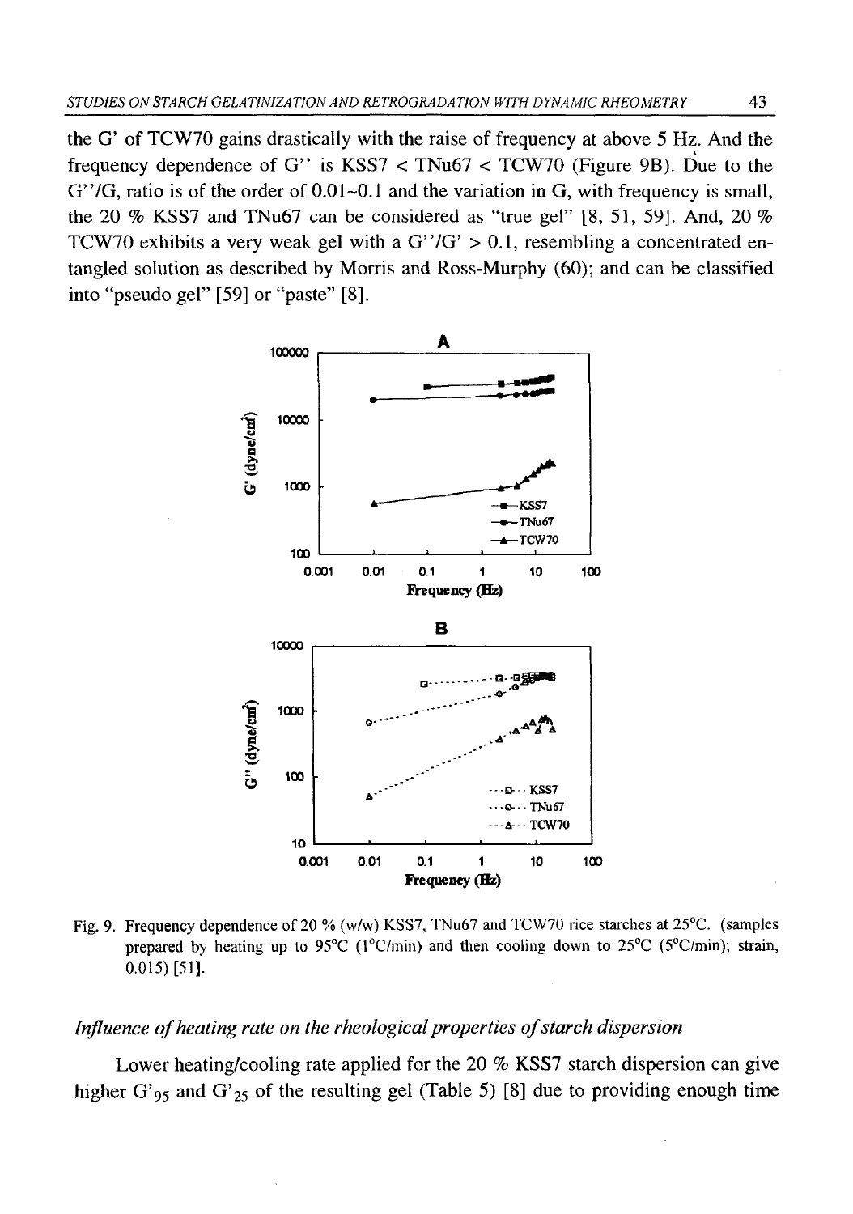the G' of TCW70 gains drastically with the raise of frequency at above 5 Hz. And the frequency dependence of G'' is KSS7 < TNu67 < TCW70 (Figure 9B). Due to the G''/G, ratio is of the order of 0.01~0.1 and the variation in G, with frequency is small, the 20 % KSS7 and TNu67 can be considered as "true gel" [8, 51, 59]. And, 20 % TCW70 exhibits a very weak gel with a G''/G' > 0.1, resembling a concentrated entangled solution as described by Morris and Ross-Murphy (60); and can be classified into "pseudo gel" [59] or "paste" [8].

Fig. 9. Frequency dependence of 20 % (w/w) KSS7, TNu67 and TCW70 rice starches at 25°C. (samples prepared by heating up to 95°C (1°C/min) and then cooling down to 25°C (5°C/min); strain, 0.015) [51].

### *Influence of heating rate on the rheological properties of starch dispersion*

Lower heating/cooling rate applied for the 20 % KSS7 starch dispersion can give higher $G'_{95}$ and $G'_{25}$ of the resulting gel (Table 5) [8] due to providing enough time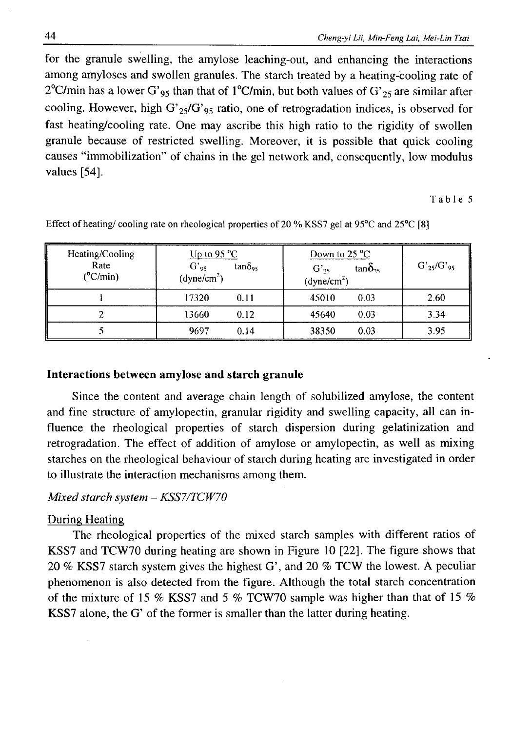for the granule swelling, the amylose leaching-out, and enhancing the interactions among amyloses and swollen granules. The starch treated by a heating-cooling rate of 2°C/min has a lower $G'_{95}$ than that of 1°C/min, but both values of $G'_{25}$ are similar after cooling. However, high $G'_{25}/G'_{95}$ ratio, one of retrogradation indices, is observed for fast heating/cooling rate. One may ascribe this high ratio to the rigidity of swollen granule because of restricted swelling. Moreover, it is possible that quick cooling causes "immobilization" of chains in the gel network and, consequently, low modulus values [54].

Table 5

Effect of heating/ cooling rate on rheological properties of 20 % KSS7 gel at 95°C and 25°C [8]

| Heating/Cooling Rate (°C/min) | Up to 95 °C | | Down to 25 °C | | $G'_{25}/G'_{95}$ |
|---|---|---|---|---|---|
| | $G'_{95}$ (dyne/cm$^2$) | $\tan\delta_{95}$ | $G'_{25}$ (dyne/cm$^2$) | $\tan\delta_{25}$ | |
| 1 | 17320 | 0.11 | 45010 | 0.03 | 2.60 |
| 2 | 13660 | 0.12 | 45640 | 0.03 | 3.34 |
| 5 | 9697 | 0.14 | 38350 | 0.03 | 3.95 |

## Interactions between amylose and starch granule

Since the content and average chain length of solubilized amylose, the content and fine structure of amylopectin, granular rigidity and swelling capacity, all can influence the rheological properties of starch dispersion during gelatinization and retrogradation. The effect of addition of amylose or amylopectin, as well as mixing starches on the rheological behaviour of starch during heating are investigated in order to illustrate the interaction mechanisms among them.

*Mixed starch system – KSS7/TCW70*

During Heating

The rheological properties of the mixed starch samples with different ratios of KSS7 and TCW70 during heating are shown in Figure 10 [22]. The figure shows that 20 % KSS7 starch system gives the highest G', and 20 % TCW the lowest. A peculiar phenomenon is also detected from the figure. Although the total starch concentration of the mixture of 15 % KSS7 and 5 % TCW70 sample was higher than that of 15 % KSS7 alone, the G' of the former is smaller than the latter during heating.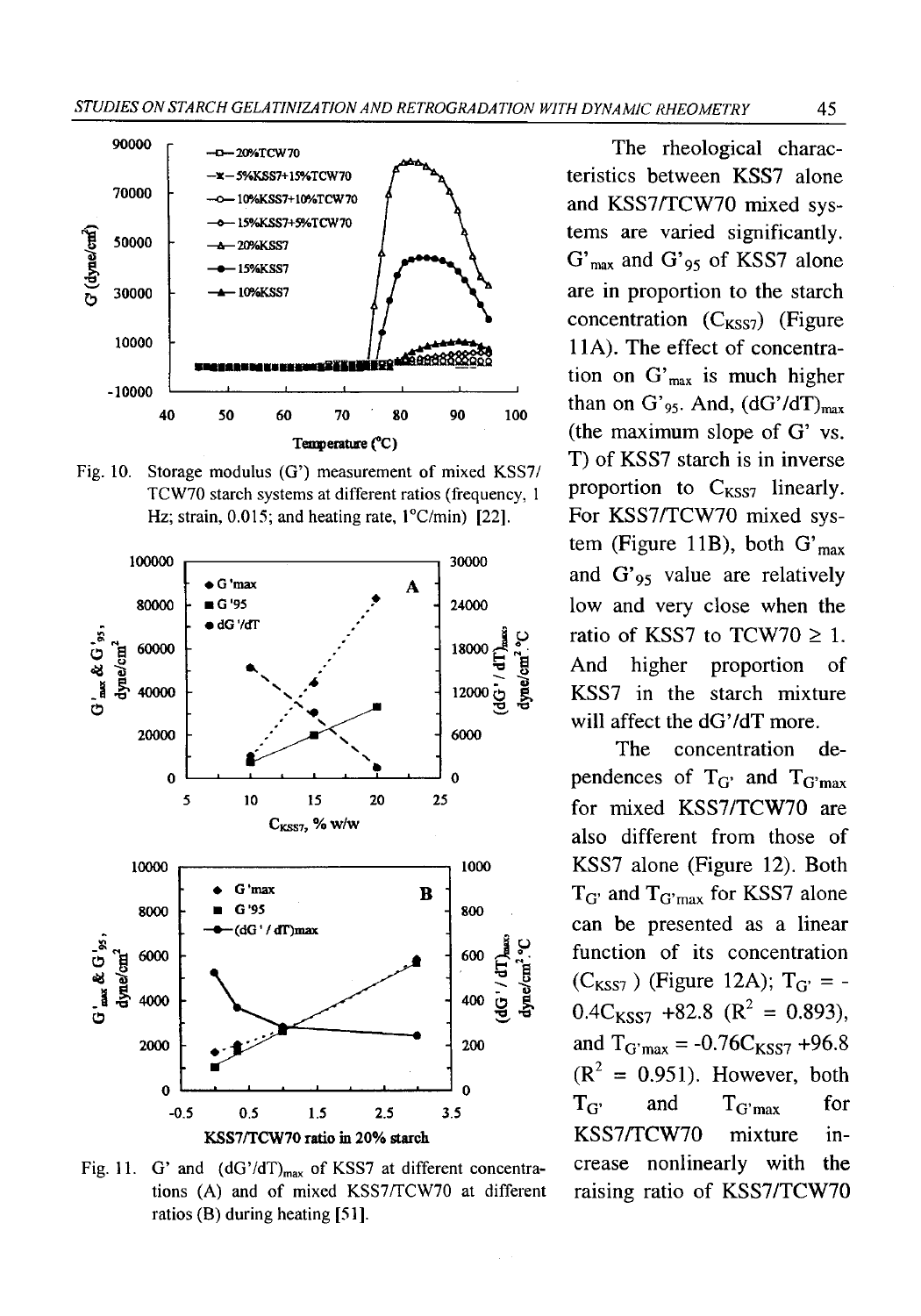Fig. 10. Storage modulus (G') measurement of mixed KSS7/TCW70 starch systems at different ratios (frequency, 1 Hz; strain, 0.015; and heating rate, 1°C/min) [22].

Fig. 11. G' and $(dG'/dT)_{max}$ of KSS7 at different concentrations (A) and of mixed KSS7/TCW70 at different ratios (B) during heating [51].

The rheological characteristics between KSS7 alone and KSS7/TCW70 mixed systems are varied significantly. $G'_{max}$ and $G'_{95}$ of KSS7 alone are in proportion to the starch concentration ($C_{KSS7}$) (Figure 11A). The effect of concentration on $G'_{max}$ is much higher than on $G'_{95}$. And, $(dG'/dT)_{max}$ (the maximum slope of G' vs. T) of KSS7 starch is in inverse proportion to $C_{KSS7}$ linearly. For KSS7/TCW70 mixed system (Figure 11B), both $G'_{max}$ and $G'_{95}$ value are relatively low and very close when the ratio of KSS7 to TCW70 ≥ 1. And higher proportion of KSS7 in the starch mixture will affect the dG'/dT more.

The concentration dependences of $T_{G'}$ and $T_{G'max}$ for mixed KSS7/TCW70 are also different from those of KSS7 alone (Figure 12). Both $T_{G'}$ and $T_{G'max}$ for KSS7 alone can be presented as a linear function of its concentration ($C_{KSS7}$) (Figure 12A); $T_{G'} = -0.4C_{KSS7} + 82.8$ ($R^2 = 0.893$), and $T_{G'max} = -0.76C_{KSS7} + 96.8$ ($R^2 = 0.951$). However, both $T_{G'}$ and $T_{G'max}$ for KSS7/TCW70 mixture increase nonlinearly with the raising ratio of KSS7/TCW70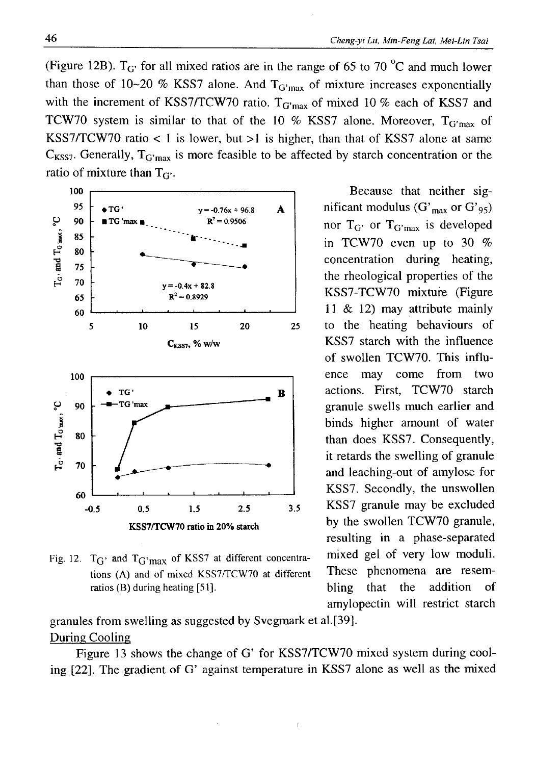(Figure 12B). $T_{G'}$ for all mixed ratios are in the range of 65 to 70 °C and much lower than those of 10~20 % KSS7 alone. And $T_{G'max}$ of mixture increases exponentially with the increment of KSS7/TCW70 ratio. $T_{G'max}$ of mixed 10 % each of KSS7 and TCW70 system is similar to that of the 10 % KSS7 alone. Moreover, $T_{G'max}$ of KSS7/TCW70 ratio < 1 is lower, but >1 is higher, than that of KSS7 alone at same $C_{KSS7}$. Generally, $T_{G'max}$ is more feasible to be affected by starch concentration or the ratio of mixture than $T_{G'}$.

Fig. 12. $T_{G'}$ and $T_{G'max}$ of KSS7 at different concentrations (A) and of mixed KSS7/TCW70 at different ratios (B) during heating [51].

Because that neither significant modulus ($G'_{max}$ or $G'_{95}$) nor $T_{G'}$ or $T_{G'max}$ is developed in TCW70 even up to 30 % concentration during heating, the rheological properties of the KSS7-TCW70 mixture (Figure 11 & 12) may attribute mainly to the heating behaviours of KSS7 starch with the influence of swollen TCW70. This influence may come from two actions. First, TCW70 starch granule swells much earlier and binds higher amount of water than does KSS7. Consequently, it retards the swelling of granule and leaching-out of amylose for KSS7. Secondly, the unswollen KSS7 granule may be excluded by the swollen TCW70 granule, resulting in a phase-separated mixed gel of very low moduli. These phenomena are resembling that the addition of amylopectin will restrict starch granules from swelling as suggested by Svegmark et al.[39].

During Cooling

Figure 13 shows the change of G' for KSS7/TCW70 mixed system during cooling [22]. The gradient of G' against temperature in KSS7 alone as well as the mixed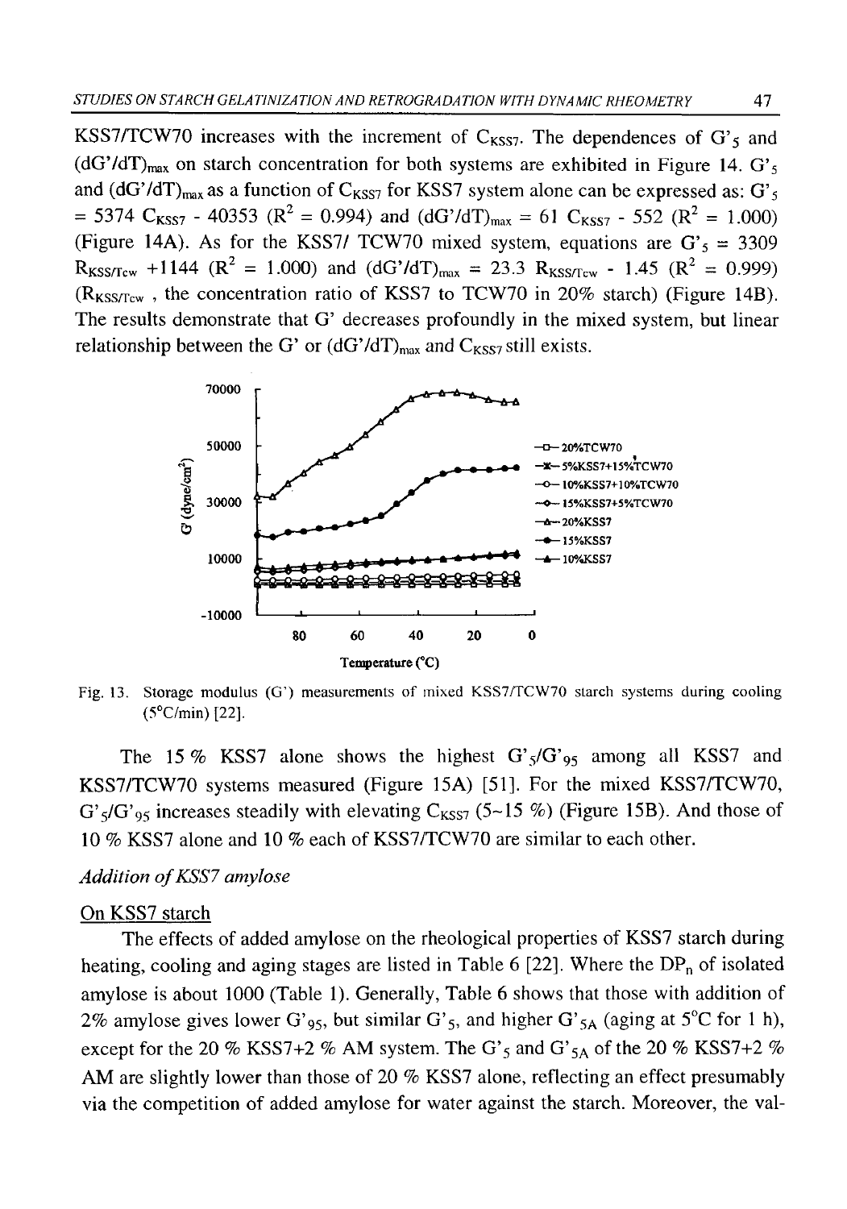KSS7/TCW70 increases with the increment of $C_{KSS7}$. The dependences of $G'_5$ and $(dG'/dT)_{max}$ on starch concentration for both systems are exhibited in Figure 14. $G'_5$ and $(dG'/dT)_{max}$ as a function of $C_{KSS7}$ for KSS7 system alone can be expressed as: $G'_5 = 5374\ C_{KSS7} - 40353$ ($R^2 = 0.994$) and $(dG'/dT)_{max} = 61\ C_{KSS7} - 552$ ($R^2 = 1.000$) (Figure 14A). As for the KSS7/ TCW70 mixed system, equations are $G'_5 = 3309\ R_{KSS/Tcw} + 1144$ ($R^2 = 1.000$) and $(dG'/dT)_{max} = 23.3\ R_{KSS/Tcw} - 1.45$ ($R^2 = 0.999$) ($R_{KSS/Tcw}$, the concentration ratio of KSS7 to TCW70 in 20% starch) (Figure 14B). The results demonstrate that G' decreases profoundly in the mixed system, but linear relationship between the G' or $(dG'/dT)_{max}$ and $C_{KSS7}$ still exists.

Fig. 13. Storage modulus (G') measurements of mixed KSS7/TCW70 starch systems during cooling (5°C/min) [22].

The 15 % KSS7 alone shows the highest $G'_5/G'_{95}$ among all KSS7 and KSS7/TCW70 systems measured (Figure 15A) [51]. For the mixed KSS7/TCW70, $G'_5/G'_{95}$ increases steadily with elevating $C_{KSS7}$ (5~15 %) (Figure 15B). And those of 10 % KSS7 alone and 10 % each of KSS7/TCW70 are similar to each other.

*Addition of KSS7 amylose*

On KSS7 starch

The effects of added amylose on the rheological properties of KSS7 starch during heating, cooling and aging stages are listed in Table 6 [22]. Where the $DP_n$ of isolated amylose is about 1000 (Table 1). Generally, Table 6 shows that those with addition of 2% amylose gives lower $G'_{95}$, but similar $G'_5$, and higher $G'_{5A}$ (aging at 5°C for 1 h), except for the 20 % KSS7+2 % AM system. The $G'_5$ and $G'_{5A}$ of the 20 % KSS7+2 % AM are slightly lower than those of 20 % KSS7 alone, reflecting an effect presumably via the competition of added amylose for water against the starch. Moreover, the val-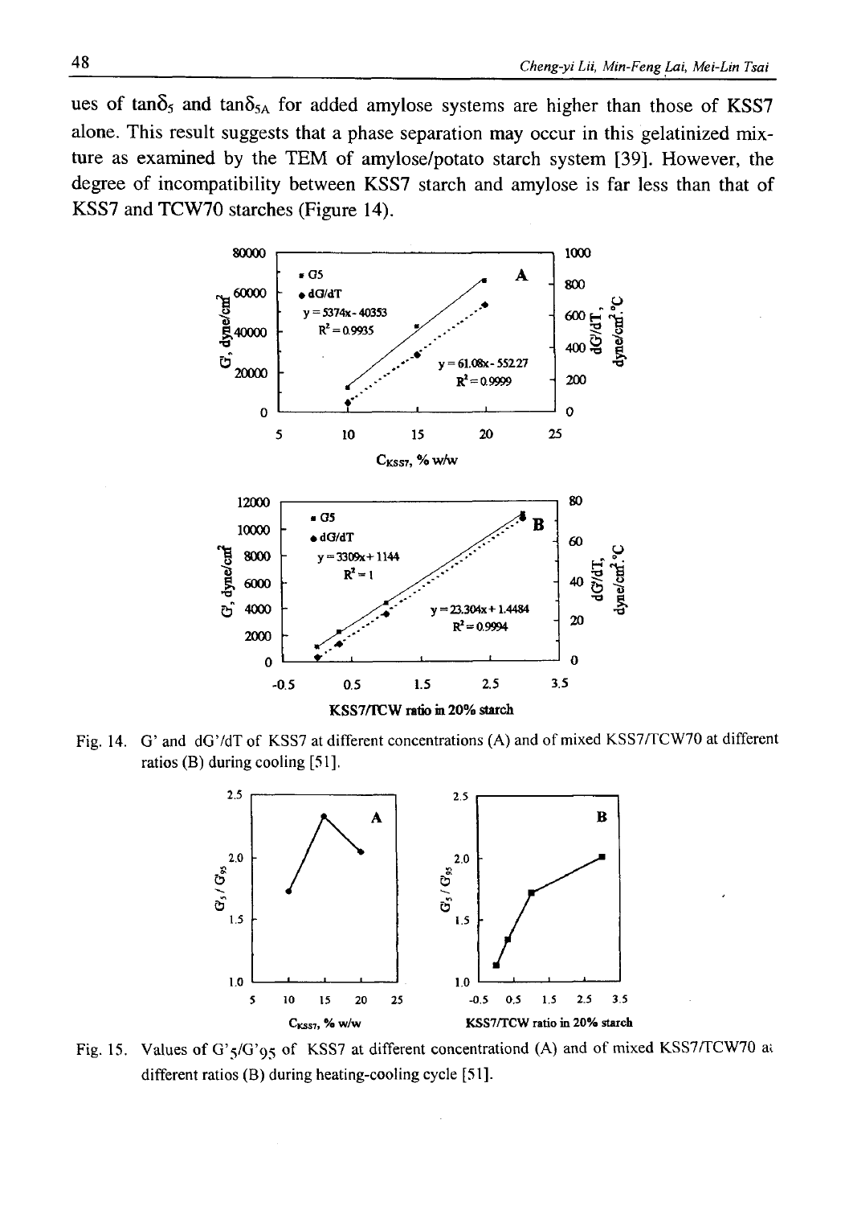ues of $\tan\delta_5$ and $\tan\delta_{5A}$ for added amylose systems are higher than those of KSS7 alone. This result suggests that a phase separation may occur in this gelatinized mixture as examined by the TEM of amylose/potato starch system [39]. However, the degree of incompatibility between KSS7 starch and amylose is far less than that of KSS7 and TCW70 starches (Figure 14).

Fig. 14. G' and dG'/dT of KSS7 at different concentrations (A) and of mixed KSS7/TCW70 at different ratios (B) during cooling [51].

Fig. 15. Values of $G'_5/G'_{95}$ of KSS7 at different concentrationd (A) and of mixed KSS7/TCW70 at different ratios (B) during heating-cooling cycle [51].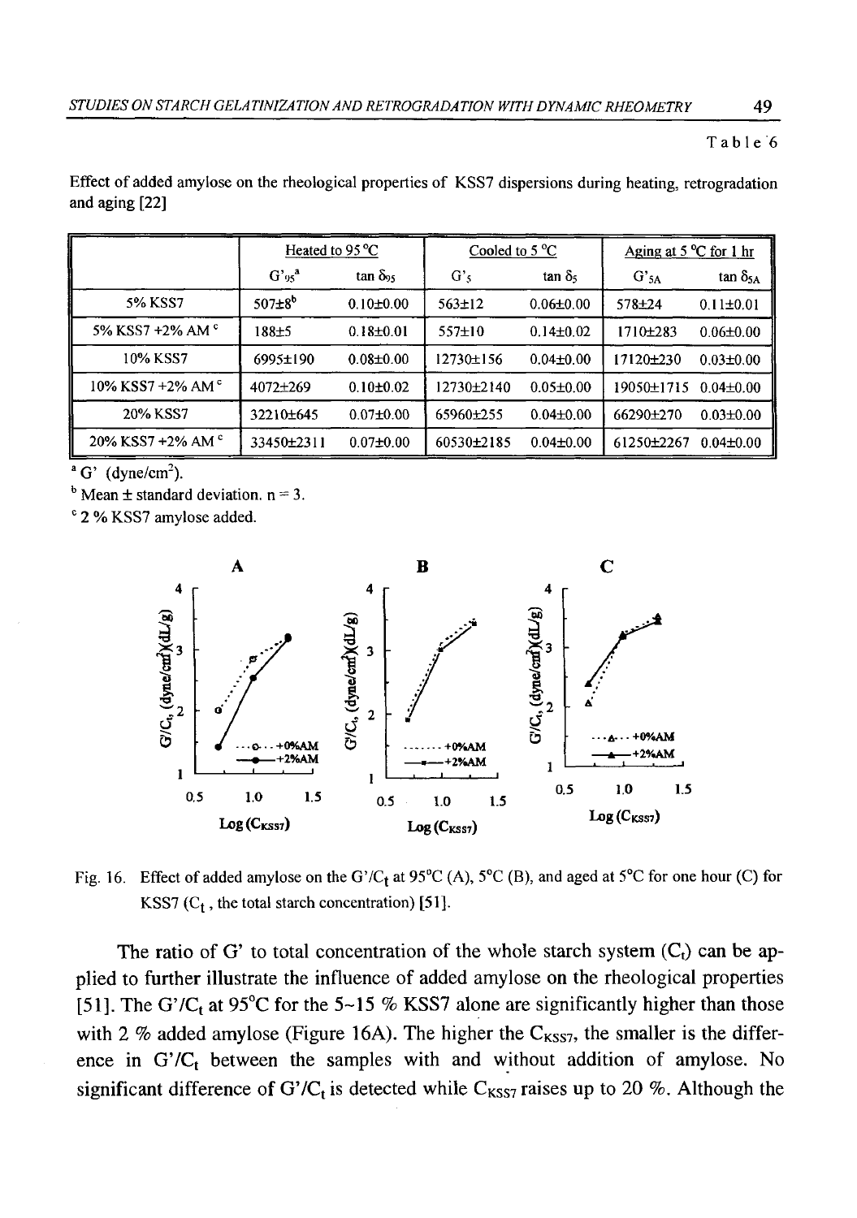Table 6

Effect of added amylose on the rheological properties of KSS7 dispersions during heating, retrogradation and aging [22]

| | Heated to 95 °C | | Cooled to 5 °C | | Aging at 5 °C for 1 hr | |
|---|---|---|---|---|---|---|
| | $G'_{95}$[a] | $\tan \delta_{95}$ | $G'_5$ | $\tan \delta_5$ | $G'_{5A}$ | $\tan \delta_{5A}$ |
| 5% KSS7 | 507±8[b] | 0.10±0.00 | 563±12 | 0.06±0.00 | 578±24 | 0.11±0.01 |
| 5% KSS7 +2% AM[c] | 188±5 | 0.18±0.01 | 557±10 | 0.14±0.02 | 1710±283 | 0.06±0.00 |
| 10% KSS7 | 6995±190 | 0.08±0.00 | 12730±156 | 0.04±0.00 | 17120±230 | 0.03±0.00 |
| 10% KSS7 +2% AM[c] | 4072±269 | 0.10±0.02 | 12730±2140 | 0.05±0.00 | 19050±1715 | 0.04±0.00 |
| 20% KSS7 | 32210±645 | 0.07±0.00 | 65960±255 | 0.04±0.00 | 66290±270 | 0.03±0.00 |
| 20% KSS7 +2% AM[c] | 33450±2311 | 0.07±0.00 | 60530±2185 | 0.04±0.00 | 61250±2267 | 0.04±0.00 |

[a] G' (dyne/cm$^2$).

[b] Mean ± standard deviation. n = 3.

[c] 2 % KSS7 amylose added.

Fig. 16. Effect of added amylose on the $G'/C_t$ at 95°C (A), 5°C (B), and aged at 5°C for one hour (C) for KSS7 ($C_t$, the total starch concentration) [51].

The ratio of G' to total concentration of the whole starch system ($C_t$) can be applied to further illustrate the influence of added amylose on the rheological properties [51]. The $G'/C_t$ at 95°C for the 5~15 % KSS7 alone are significantly higher than those with 2 % added amylose (Figure 16A). The higher the $C_{KSS7}$, the smaller is the difference in $G'/C_t$ between the samples with and without addition of amylose. No significant difference of $G'/C_t$ is detected while $C_{KSS7}$ raises up to 20 %. Although the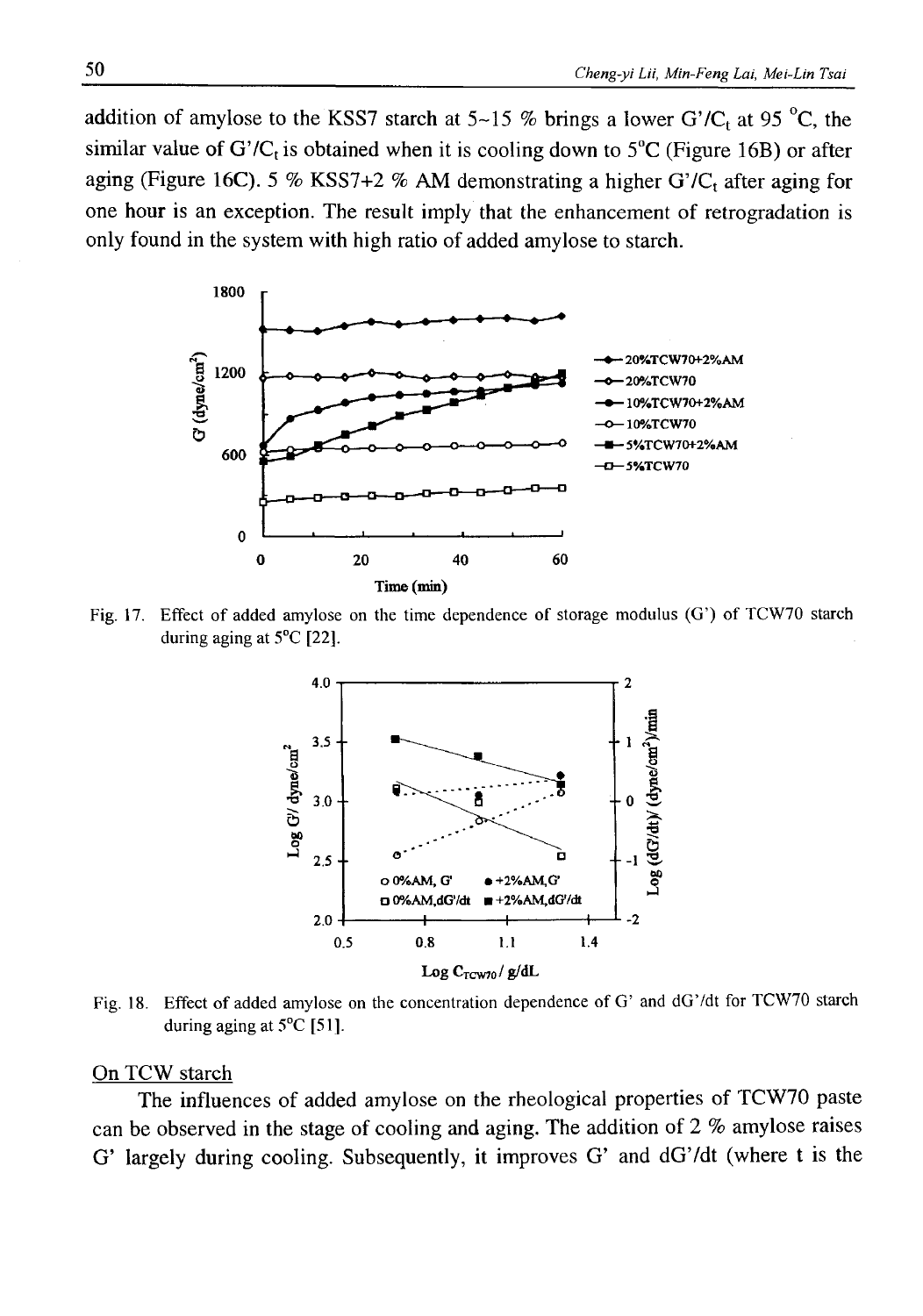addition of amylose to the KSS7 starch at 5~15 % brings a lower $G'/C_t$ at 95 °C, the similar value of $G'/C_t$ is obtained when it is cooling down to 5°C (Figure 16B) or after aging (Figure 16C). 5 % KSS7+2 % AM demonstrating a higher $G'/C_t$ after aging for one hour is an exception. The result imply that the enhancement of retrogradation is only found in the system with high ratio of added amylose to starch.

Fig. 17. Effect of added amylose on the time dependence of storage modulus (G') of TCW70 starch during aging at 5°C [22].

Fig. 18. Effect of added amylose on the concentration dependence of G' and dG'/dt for TCW70 starch during aging at 5°C [51].

On TCW starch

The influences of added amylose on the rheological properties of TCW70 paste can be observed in the stage of cooling and aging. The addition of 2 % amylose raises G' largely during cooling. Subsequently, it improves G' and dG'/dt (where t is the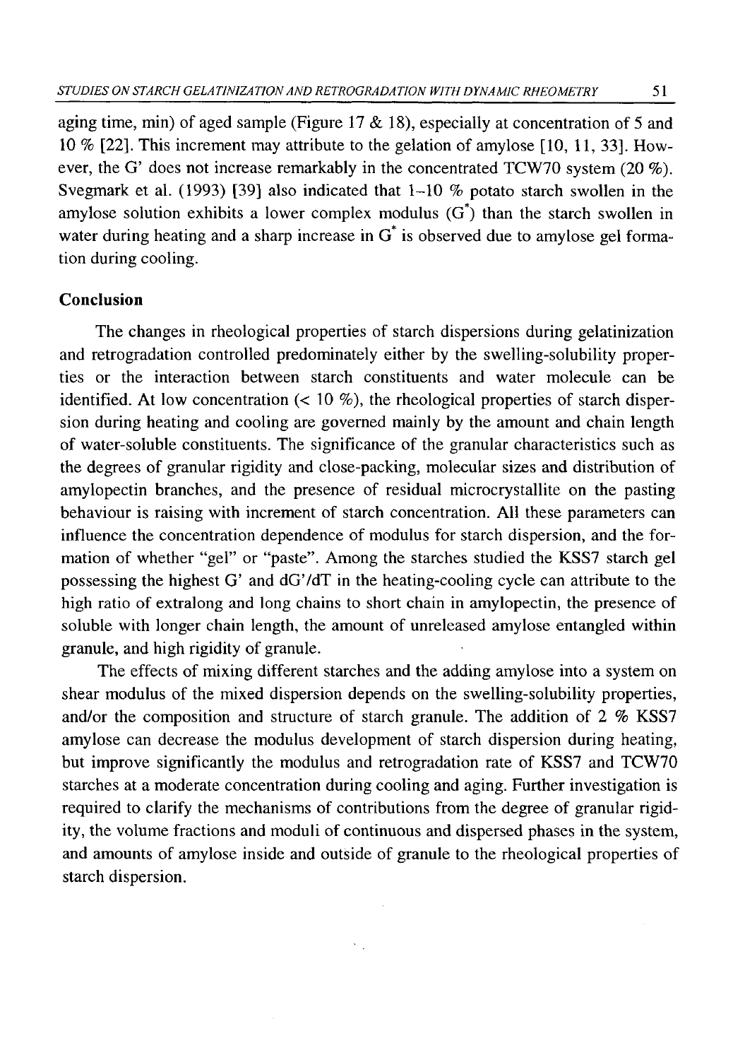aging time, min) of aged sample (Figure 17 & 18), especially at concentration of 5 and 10 % [22]. This increment may attribute to the gelation of amylose [10, 11, 33]. However, the G' does not increase remarkably in the concentrated TCW70 system (20 %). Svegmark et al. (1993) [39] also indicated that 1–10 % potato starch swollen in the amylose solution exhibits a lower complex modulus ($G^*$) than the starch swollen in water during heating and a sharp increase in $G^*$ is observed due to amylose gel formation during cooling.

## Conclusion

The changes in rheological properties of starch dispersions during gelatinization and retrogradation controlled predominately either by the swelling-solubility properties or the interaction between starch constituents and water molecule can be identified. At low concentration (< 10 %), the rheological properties of starch dispersion during heating and cooling are governed mainly by the amount and chain length of water-soluble constituents. The significance of the granular characteristics such as the degrees of granular rigidity and close-packing, molecular sizes and distribution of amylopectin branches, and the presence of residual microcrystallite on the pasting behaviour is raising with increment of starch concentration. All these parameters can influence the concentration dependence of modulus for starch dispersion, and the formation of whether "gel" or "paste". Among the starches studied the KSS7 starch gel possessing the highest G' and dG'/dT in the heating-cooling cycle can attribute to the high ratio of extralong and long chains to short chain in amylopectin, the presence of soluble with longer chain length, the amount of unreleased amylose entangled within granule, and high rigidity of granule.

The effects of mixing different starches and the adding amylose into a system on shear modulus of the mixed dispersion depends on the swelling-solubility properties, and/or the composition and structure of starch granule. The addition of 2 % KSS7 amylose can decrease the modulus development of starch dispersion during heating, but improve significantly the modulus and retrogradation rate of KSS7 and TCW70 starches at a moderate concentration during cooling and aging. Further investigation is required to clarify the mechanisms of contributions from the degree of granular rigidity, the volume fractions and moduli of continuous and dispersed phases in the system, and amounts of amylose inside and outside of granule to the rheological properties of starch dispersion.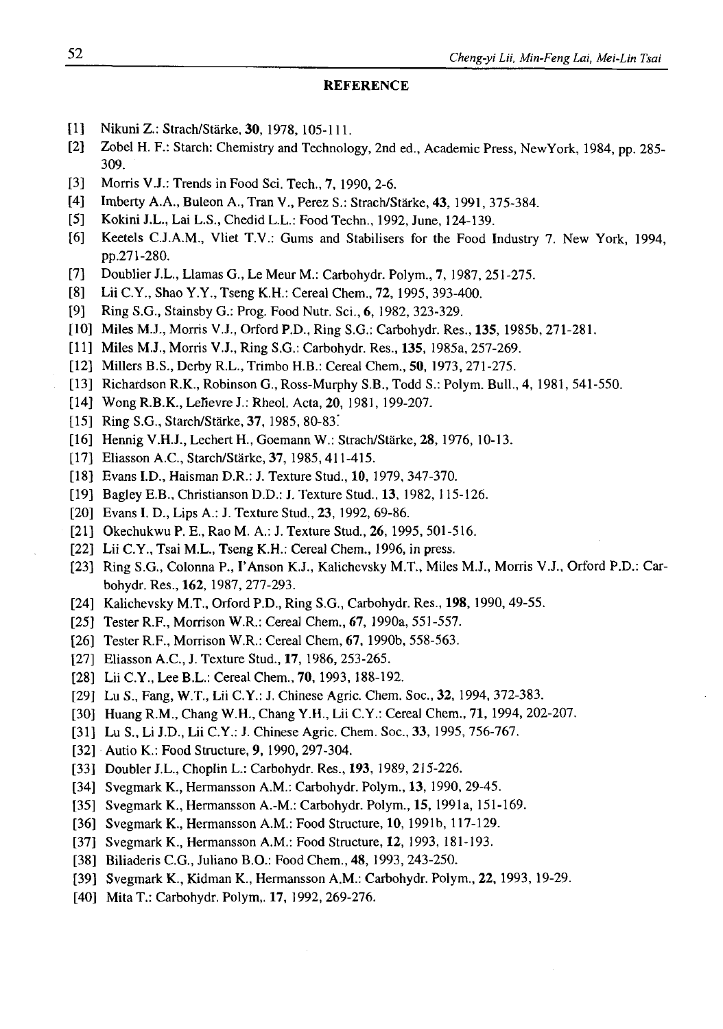### REFERENCE

[1] Nikuni Z.: Strach/Stärke, **30**, 1978, 105-111.

[2] Zobel H. F.: Starch: Chemistry and Technology, 2nd ed., Academic Press, NewYork, 1984, pp. 285-309.

[3] Morris V.J.: Trends in Food Sci. Tech., **7**, 1990, 2-6.

[4] Imberty A.A., Buleon A., Tran V., Perez S.: Strach/Stärke, **43**, 1991, 375-384.

[5] Kokini J.L., Lai L.S., Chedid L.L.: Food Techn., 1992, June, 124-139.

[6] Keetels C.J.A.M., Vliet T.V.: Gums and Stabilisers for the Food Industry 7. New York, 1994, pp.271-280.

[7] Doublier J.L., Llamas G., Le Meur M.: Carbohydr. Polym., **7**, 1987, 251-275.

[8] Lii C.Y., Shao Y.Y., Tseng K.H.: Cereal Chem., **72**, 1995, 393-400.

[9] Ring S.G., Stainsby G.: Prog. Food Nutr. Sci., **6**, 1982, 323-329.

[10] Miles M.J., Morris V.J., Orford P.D., Ring S.G.: Carbohydr. Res., **135**, 1985b, 271-281.

[11] Miles M.J., Morris V.J., Ring S.G.: Carbohydr. Res., **135**, 1985a, 257-269.

[12] Millers B.S., Derby R.L., Trimbo H.B.: Cereal Chem., **50**, 1973, 271-275.

[13] Richardson R.K., Robinson G., Ross-Murphy S.B., Todd S.: Polym. Bull., **4**, 1981, 541-550.

[14] Wong R.B.K., Lelievre J.: Rheol. Acta, **20**, 1981, 199-207.

[15] Ring S.G., Starch/Stärke, **37**, 1985, 80-83.

[16] Hennig V.H.J., Lechert H., Goemann W.: Strach/Stärke, **28**, 1976, 10-13.

[17] Eliasson A.C., Starch/Stärke, **37**, 1985, 411-415.

[18] Evans I.D., Haisman D.R.: J. Texture Stud., **10**, 1979, 347-370.

[19] Bagley E.B., Christianson D.D.: J. Texture Stud., **13**, 1982, 115-126.

[20] Evans I. D., Lips A.: J. Texture Stud., **23**, 1992, 69-86.

[21] Okechukwu P. E., Rao M. A.: J. Texture Stud., **26**, 1995, 501-516.

[22] Lii C.Y., Tsai M.L., Tseng K.H.: Cereal Chem., 1996, in press.

[23] Ring S.G., Colonna P., I'Anson K.J., Kalichevsky M.T., Miles M.J., Morris V.J., Orford P.D.: Carbohydr. Res., **162**, 1987, 277-293.

[24] Kalichevsky M.T., Orford P.D., Ring S.G., Carbohydr. Res., **198**, 1990, 49-55.

[25] Tester R.F., Morrison W.R.: Cereal Chem., **67**, 1990a, 551-557.

[26] Tester R.F., Morrison W.R.: Cereal Chem, **67**, 1990b, 558-563.

[27] Eliasson A.C., J. Texture Stud., **17**, 1986, 253-265.

[28] Lii C.Y., Lee B.L.: Cereal Chem., **70**, 1993, 188-192.

[29] Lu S., Fang, W.T., Lii C.Y.: J. Chinese Agric. Chem. Soc., **32**, 1994, 372-383.

[30] Huang R.M., Chang W.H., Chang Y.H., Lii C.Y.: Cereal Chem., **71**, 1994, 202-207.

[31] Lu S., Li J.D., Lii C.Y.: J. Chinese Agric. Chem. Soc., **33**, 1995, 756-767.

[32] Autio K.: Food Structure, **9**, 1990, 297-304.

[33] Doubler J.L., Choplin L.: Carbohydr. Res., **193**, 1989, 215-226.

[34] Svegmark K., Hermansson A.M.: Carbohydr. Polym., **13**, 1990, 29-45.

[35] Svegmark K., Hermansson A.-M.: Carbohydr. Polym., **15**, 1991a, 151-169.

[36] Svegmark K., Hermansson A.M.: Food Structure, **10**, 1991b, 117-129.

[37] Svegmark K., Hermansson A.M.: Food Structure, **12**, 1993, 181-193.

[38] Biliaderis C.G., Juliano B.O.: Food Chem., **48**, 1993, 243-250.

[39] Svegmark K., Kidman K., Hermansson A.M.: Carbohydr. Polym., **22**, 1993, 19-29.

[40] Mita T.: Carbohydr. Polym,. **17**, 1992, 269-276.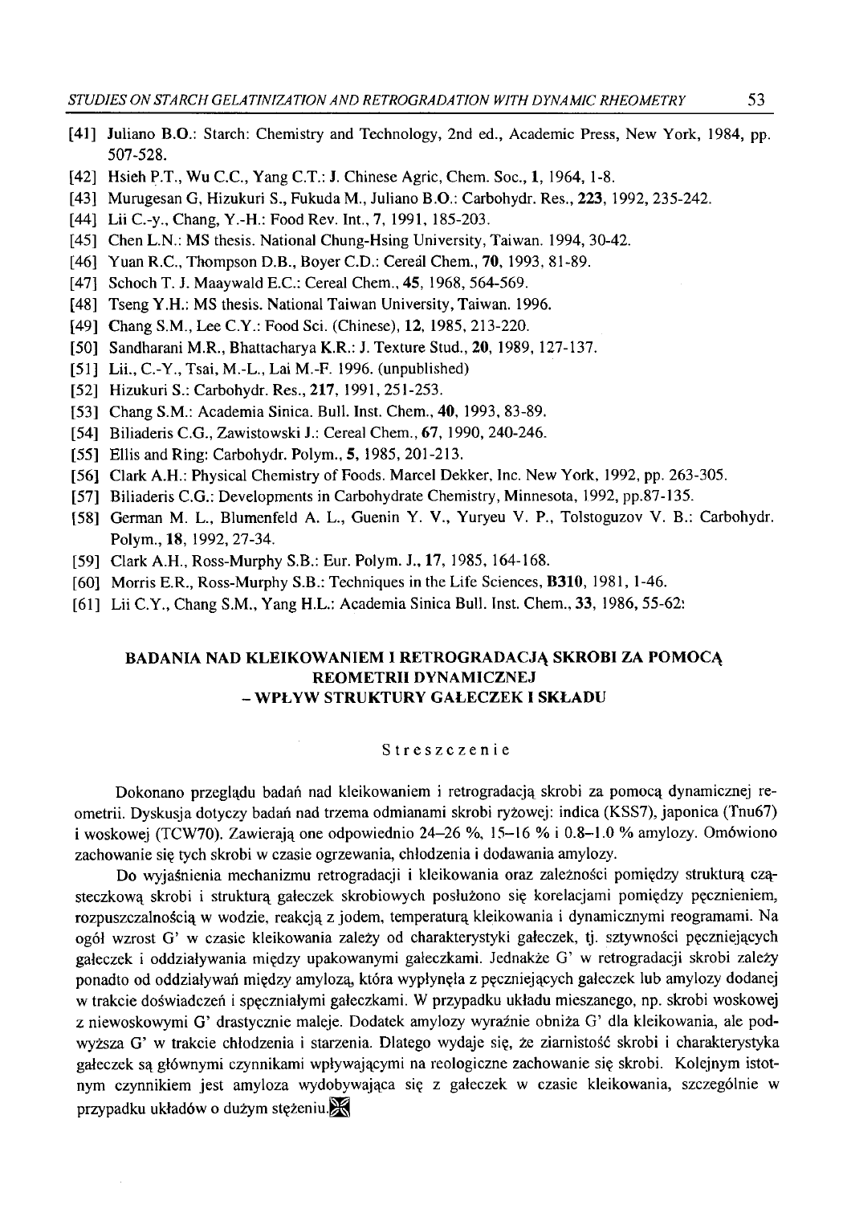[41] Juliano B.O.: Starch: Chemistry and Technology, 2nd ed., Academic Press, New York, 1984, pp. 507-528.

[42] Hsieh P.T., Wu C.C., Yang C.T.: J. Chinese Agric, Chem. Soc., **1**, 1964, 1-8.

[43] Murugesan G, Hizukuri S., Fukuda M., Juliano B.O.: Carbohydr. Res., **223**, 1992, 235-242.

[44] Lii C.-y., Chang, Y.-H.: Food Rev. Int., **7**, 1991, 185-203.

[45] Chen L.N.: MS thesis. National Chung-Hsing University, Taiwan. 1994, 30-42.

[46] Yuan R.C., Thompson D.B., Boyer C.D.: Cereal Chem., **70**, 1993, 81-89.

[47] Schoch T. J. Maaywald E.C.: Cereal Chem., **45**, 1968, 564-569.

[48] Tseng Y.H.: MS thesis. National Taiwan University, Taiwan. 1996.

[49] Chang S.M., Lee C.Y.: Food Sci. (Chinese), **12**, 1985, 213-220.

[50] Sandharani M.R., Bhattacharya K.R.: J. Texture Stud., **20**, 1989, 127-137.

[51] Lii., C.-Y., Tsai, M.-L., Lai M.-F. 1996. (unpublished)

[52] Hizukuri S.: Carbohydr. Res., **217**, 1991, 251-253.

[53] Chang S.M.: Academia Sinica. Bull. Inst. Chem., **40**, 1993, 83-89.

[54] Biliaderis C.G., Zawistowski J.: Cereal Chem., **67**, 1990, 240-246.

[55] Ellis and Ring: Carbohydr. Polym., **5**, 1985, 201-213.

[56] Clark A.H.: Physical Chemistry of Foods. Marcel Dekker, Inc. New York, 1992, pp. 263-305.

[57] Biliaderis C.G.: Developments in Carbohydrate Chemistry, Minnesota, 1992, pp.87-135.

[58] German M. L., Blumenfeld A. L., Guenin Y. V., Yuryeu V. P., Tolstoguzov V. B.: Carbohydr. Polym., **18**, 1992, 27-34.

[59] Clark A.H., Ross-Murphy S.B.: Eur. Polym. J., **17**, 1985, 164-168.

[60] Morris E.R., Ross-Murphy S.B.: Techniques in the Life Sciences, **B310**, 1981, 1-46.

[61] Lii C.Y., Chang S.M., Yang H.L.: Academia Sinica Bull. Inst. Chem., **33**, 1986, 55-62:

## BADANIA NAD KLEIKOWANIEM I RETROGRADACJĄ SKROBI ZA POMOCĄ REOMETRII DYNAMICZNEJ – WPŁYW STRUKTURY GAŁECZEK I SKŁADU

### Streszczenie

Dokonano przeglądu badań nad kleikowaniem i retrogradacją skrobi za pomocą dynamicznej reometrii. Dyskusja dotyczy badań nad trzema odmianami skrobi ryżowej: indica (KSS7), japonica (Tnu67) i woskowej (TCW70). Zawierają one odpowiednio 24–26 %, 15–16 % i 0.8–1.0 % amylozy. Omówiono zachowanie się tych skrobi w czasie ogrzewania, chłodzenia i dodawania amylozy.

Do wyjaśnienia mechanizmu retrogradacji i kleikowania oraz zależności pomiędzy strukturą cząsteczkową skrobi i strukturą gałeczek skrobiowych posłużono się korelacjami pomiędzy pęcznieniem, rozpuszczalnością w wodzie, reakcją z jodem, temperaturą kleikowania i dynamicznymi reogramami. Na ogół wzrost G' w czasie kleikowania zależy od charakterystyki gałeczek, tj. sztywności pęczniejących gałeczek i oddziaływania między upakowanymi gałeczkami. Jednakże G' w retrogradacji skrobi zależy ponadto od oddziaływań między amylozą, która wypłynęła z pęczniejących gałeczek lub amylozy dodanej w trakcie doświadczeń i spęczniałymi gałeczkami. W przypadku układu mieszanego, np. skrobi woskowej z niewoskowymi G' drastycznie maleje. Dodatek amylozy wyraźnie obniża G' dla kleikowania, ale podwyższa G' w trakcie chłodzenia i starzenia. Dlatego wydaje się, że ziarnistość skrobi i charakterystyka gałeczek są głównymi czynnikami wpływającymi na reologiczne zachowanie się skrobi. Kolejnym istotnym czynnikiem jest amyloza wydobywająca się z gałeczek w czasie kleikowania, szczególnie w przypadku układów o dużym stężeniu.